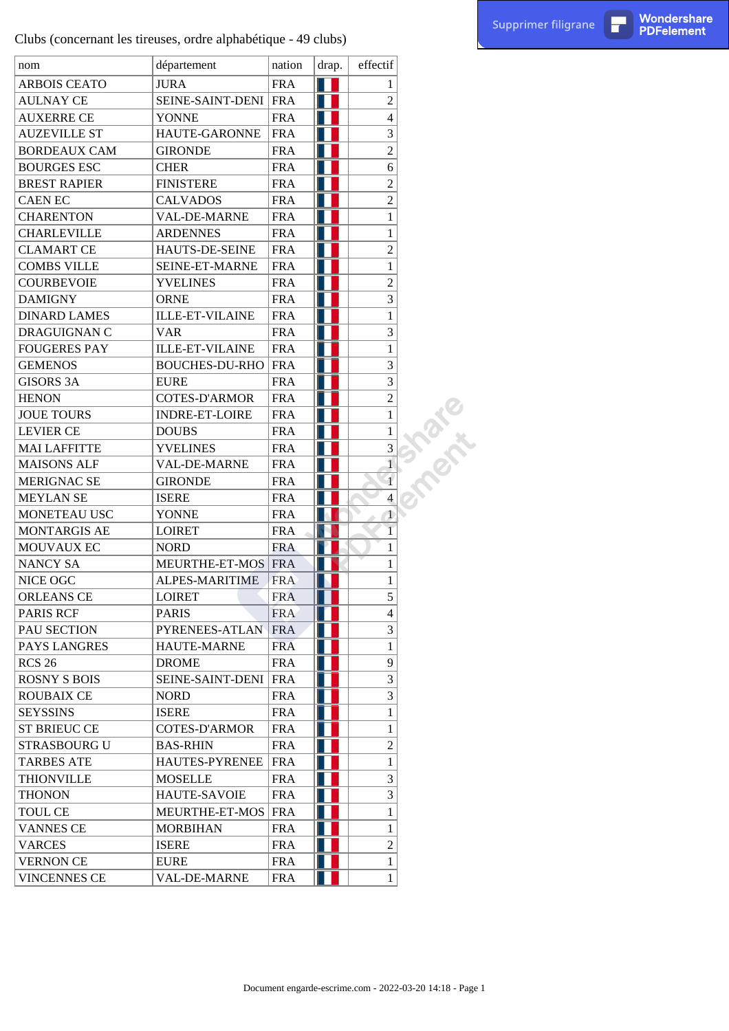Clubs (concernant les tireuses, ordre alphabétique - 49 clubs)

| nom | département | nation | drap. | effectif |
|---|---|---|---|---|
| ARBOIS CEATO | JURA | FRA | | 1 |
| AULNAY CE | SEINE-SAINT-DENI | FRA | | 2 |
| AUXERRE CE | YONNE | FRA | | 4 |
| AUZEVILLE ST | HAUTE-GARONNE | FRA | | 3 |
| BORDEAUX CAM | GIRONDE | FRA | | 2 |
| BOURGES ESC | CHER | FRA | | 6 |
| BREST RAPIER | FINISTERE | FRA | | 2 |
| CAEN EC | CALVADOS | FRA | | 2 |
| CHARENTON | VAL-DE-MARNE | FRA | | 1 |
| CHARLEVILLE | ARDENNES | FRA | | 1 |
| CLAMART CE | HAUTS-DE-SEINE | FRA | | 2 |
| COMBS VILLE | SEINE-ET-MARNE | FRA | | 1 |
| COURBEVOIE | YVELINES | FRA | | 2 |
| DAMIGNY | ORNE | FRA | | 3 |
| DINARD LAMES | ILLE-ET-VILAINE | FRA | | 1 |
| DRAGUIGNAN C | VAR | FRA | | 3 |
| FOUGERES PAY | ILLE-ET-VILAINE | FRA | | 1 |
| GEMENOS | BOUCHES-DU-RHO | FRA | | 3 |
| GISORS 3A | EURE | FRA | | 3 |
| HENON | COTES-D'ARMOR | FRA | | 2 |
| JOUE TOURS | INDRE-ET-LOIRE | FRA | | 1 |
| LEVIER CE | DOUBS | FRA | | 1 |
| MAI LAFFITTE | YVELINES | FRA | | 3 |
| MAISONS ALF | VAL-DE-MARNE | FRA | | 1 |
| MERIGNAC SE | GIRONDE | FRA | | 1 |
| MEYLAN SE | ISERE | FRA | | 4 |
| MONETEAU USC | YONNE | FRA | | 1 |
| MONTARGIS AE | LOIRET | FRA | | 1 |
| MOUVAUX EC | NORD | FRA | | 1 |
| NANCY SA | MEURTHE-ET-MOS | FRA | | 1 |
| NICE OGC | ALPES-MARITIME | FRA | | 1 |
| ORLEANS CE | LOIRET | FRA | | 5 |
| PARIS RCF | PARIS | FRA | | 4 |
| PAU SECTION | PYRENEES-ATLAN | FRA | | 3 |
| PAYS LANGRES | HAUTE-MARNE | FRA | | 1 |
| RCS 26 | DROME | FRA | | 9 |
| ROSNY S BOIS | SEINE-SAINT-DENI | FRA | | 3 |
| ROUBAIX CE | NORD | FRA | | 3 |
| SEYSSINS | ISERE | FRA | | 1 |
| ST BRIEUC CE | COTES-D'ARMOR | FRA | | 1 |
| STRASBOURG U | BAS-RHIN | FRA | | 2 |
| TARBES ATE | HAUTES-PYRENEE | FRA | | 1 |
| THIONVILLE | MOSELLE | FRA | | 3 |
| THONON | HAUTE-SAVOIE | FRA | | 3 |
| TOUL CE | MEURTHE-ET-MOS | FRA | | 1 |
| VANNES CE | MORBIHAN | FRA | | 1 |
| VARCES | ISERE | FRA | | 2 |
| VERNON CE | EURE | FRA | | 1 |
| VINCENNES CE | VAL-DE-MARNE | FRA | | 1 |

Document engarde-escrime.com - 2022-03-20 14:18 - Page 1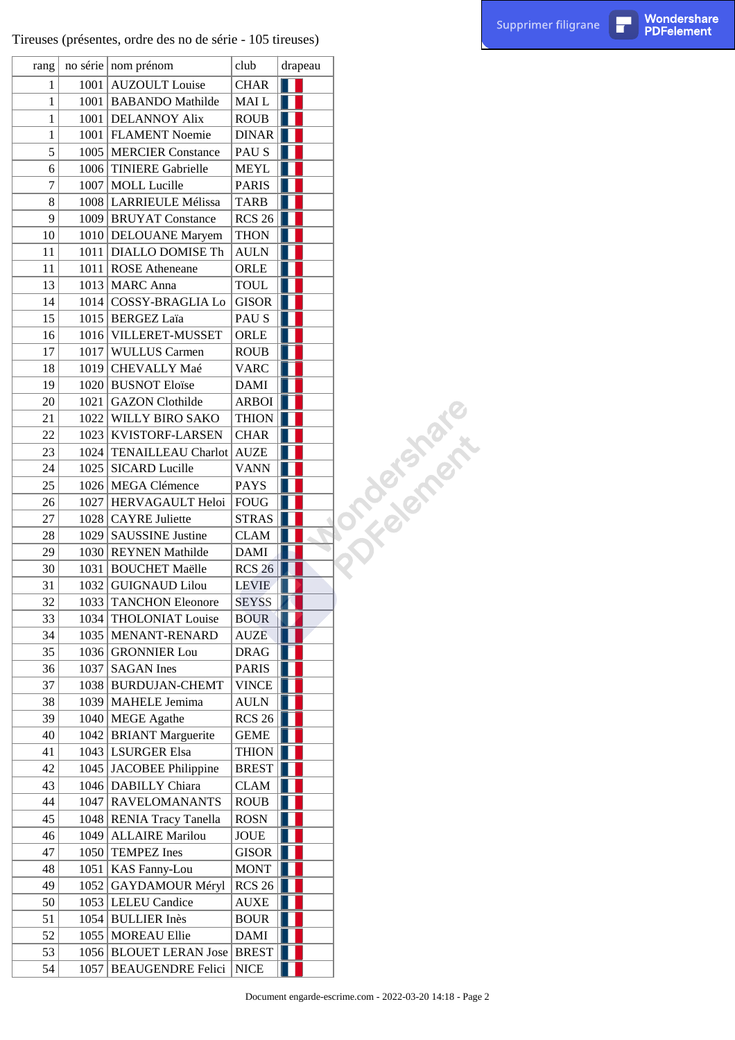Tireuses (présentes, ordre des no de série - 105 tireuses)

| rang | no série | nom prénom | club | drapeau |
|---|---|---|---|---|
| 1 | 1001 | AUZOULT Louise | CHAR | |
| 1 | 1001 | BABANDO Mathilde | MAI L | |
| 1 | 1001 | DELANNOY Alix | ROUB | |
| 1 | 1001 | FLAMENT Noemie | DINAR | |
| 5 | 1005 | MERCIER Constance | PAU S | |
| 6 | 1006 | TINIERE Gabrielle | MEYL | |
| 7 | 1007 | MOLL Lucille | PARIS | |
| 8 | 1008 | LARRIEULE Mélissa | TARB | |
| 9 | 1009 | BRUYAT Constance | RCS 26 | |
| 10 | 1010 | DELOUANE Maryem | THON | |
| 11 | 1011 | DIALLO DOMISE Th | AULN | |
| 11 | 1011 | ROSE Atheneane | ORLE | |
| 13 | 1013 | MARC Anna | TOUL | |
| 14 | 1014 | COSSY-BRAGLIA Lo | GISOR | |
| 15 | 1015 | BERGEZ Laïa | PAU S | |
| 16 | 1016 | VILLERET-MUSSET | ORLE | |
| 17 | 1017 | WULLUS Carmen | ROUB | |
| 18 | 1019 | CHEVALLY Maé | VARC | |
| 19 | 1020 | BUSNOT Eloïse | DAMI | |
| 20 | 1021 | GAZON Clothilde | ARBOI | |
| 21 | 1022 | WILLY BIRO SAKO | THION | |
| 22 | 1023 | KVISTORF-LARSEN | CHAR | |
| 23 | 1024 | TENAILLEAU Charlot | AUZE | |
| 24 | 1025 | SICARD Lucille | VANN | |
| 25 | 1026 | MEGA Clémence | PAYS | |
| 26 | 1027 | HERVAGAULT Heloi | FOUG | |
| 27 | 1028 | CAYRE Juliette | STRAS | |
| 28 | 1029 | SAUSSINE Justine | CLAM | |
| 29 | 1030 | REYNEN Mathilde | DAMI | |
| 30 | 1031 | BOUCHET Maëlle | RCS 26 | |
| 31 | 1032 | GUIGNAUD Lilou | LEVIE | |
| 32 | 1033 | TANCHON Eleonore | SEYSS | |
| 33 | 1034 | THOLONIAT Louise | BOUR | |
| 34 | 1035 | MENANT-RENARD | AUZE | |
| 35 | 1036 | GRONNIER Lou | DRAG | |
| 36 | 1037 | SAGAN Ines | PARIS | |
| 37 | 1038 | BURDUJAN-CHEMT | VINCE | |
| 38 | 1039 | MAHELE Jemima | AULN | |
| 39 | 1040 | MEGE Agathe | RCS 26 | |
| 40 | 1042 | BRIANT Marguerite | GEME | |
| 41 | 1043 | LSURGER Elsa | THION | |
| 42 | 1045 | JACOBEE Philippine | BREST | |
| 43 | 1046 | DABILLY Chiara | CLAM | |
| 44 | 1047 | RAVELOMANANTS | ROUB | |
| 45 | 1048 | RENIA Tracy Tanella | ROSN | |
| 46 | 1049 | ALLAIRE Marilou | JOUE | |
| 47 | 1050 | TEMPEZ Ines | GISOR | |
| 48 | 1051 | KAS Fanny-Lou | MONT | |
| 49 | 1052 | GAYDAMOUR Méryl | RCS 26 | |
| 50 | 1053 | LELEU Candice | AUXE | |
| 51 | 1054 | BULLIER Inès | BOUR | |
| 52 | 1055 | MOREAU Ellie | DAMI | |
| 53 | 1056 | BLOUET LERAN Jose | BREST | |
| 54 | 1057 | BEAUGENDRE Felici | NICE | |

Document engarde-escrime.com - 2022-03-20 14:18 - Page 2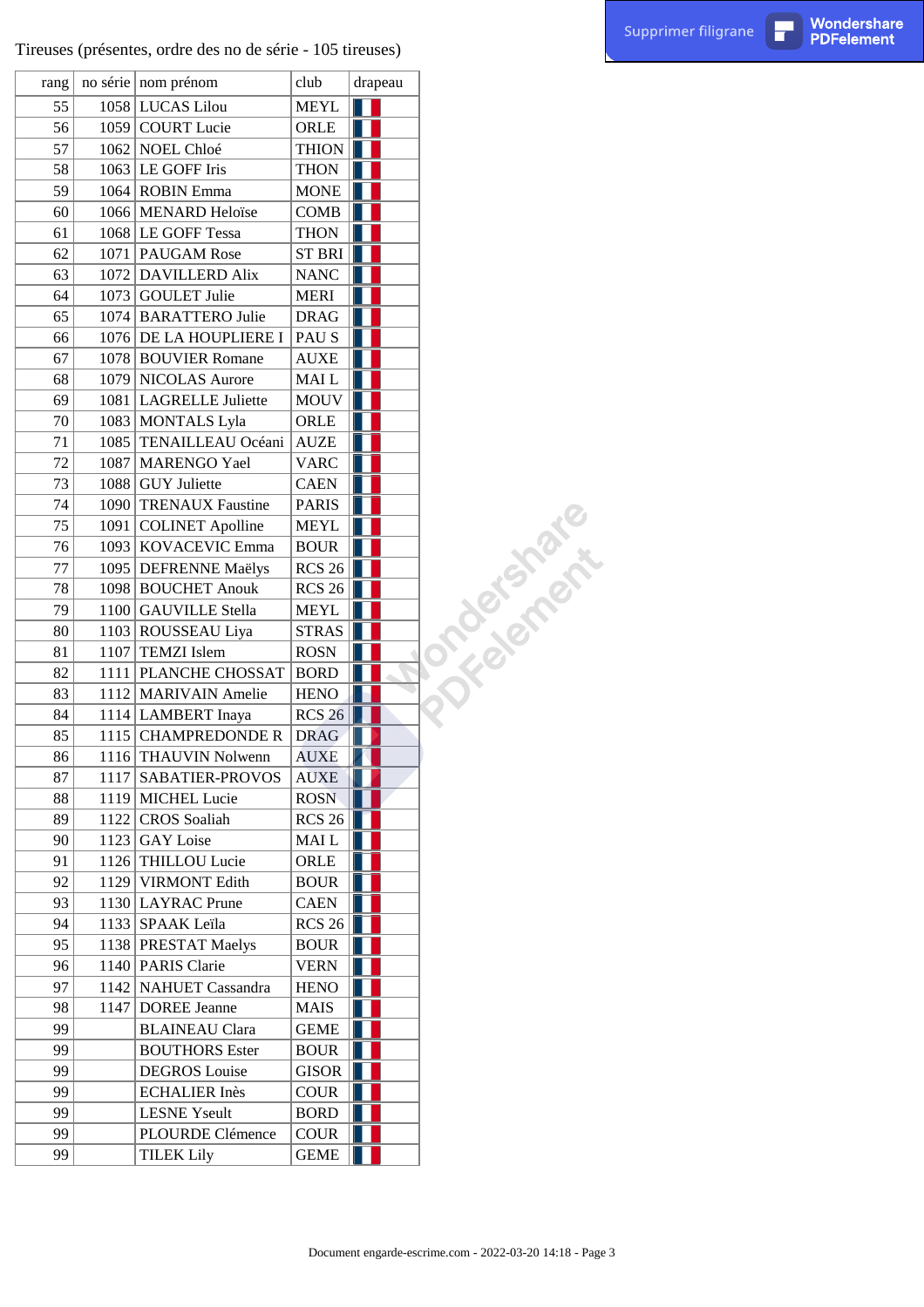Tireuses (présentes, ordre des no de série - 105 tireuses)

| rang | no série | nom prénom | club | drapeau |
|---|---|---|---|---|
| 55 | 1058 | LUCAS Lilou | MEYL | |
| 56 | 1059 | COURT Lucie | ORLE | |
| 57 | 1062 | NOEL Chloé | THION | |
| 58 | 1063 | LE GOFF Iris | THON | |
| 59 | 1064 | ROBIN Emma | MONE | |
| 60 | 1066 | MENARD Heloïse | COMB | |
| 61 | 1068 | LE GOFF Tessa | THON | |
| 62 | 1071 | PAUGAM Rose | ST BRI | |
| 63 | 1072 | DAVILLERD Alix | NANC | |
| 64 | 1073 | GOULET Julie | MERI | |
| 65 | 1074 | BARATTERO Julie | DRAG | |
| 66 | 1076 | DE LA HOUPLIERE I | PAU S | |
| 67 | 1078 | BOUVIER Romane | AUXE | |
| 68 | 1079 | NICOLAS Aurore | MAI L | |
| 69 | 1081 | LAGRELLE Juliette | MOUV | |
| 70 | 1083 | MONTALS Lyla | ORLE | |
| 71 | 1085 | TENAILLEAU Océani | AUZE | |
| 72 | 1087 | MARENGO Yael | VARC | |
| 73 | 1088 | GUY Juliette | CAEN | |
| 74 | 1090 | TRENAUX Faustine | PARIS | |
| 75 | 1091 | COLINET Apolline | MEYL | |
| 76 | 1093 | KOVACEVIC Emma | BOUR | |
| 77 | 1095 | DEFRENNE Maëlys | RCS 26 | |
| 78 | 1098 | BOUCHET Anouk | RCS 26 | |
| 79 | 1100 | GAUVILLE Stella | MEYL | |
| 80 | 1103 | ROUSSEAU Liya | STRAS | |
| 81 | 1107 | TEMZI Islem | ROSN | |
| 82 | 1111 | PLANCHE CHOSSAT | BORD | |
| 83 | 1112 | MARIVAIN Amelie | HENO | |
| 84 | 1114 | LAMBERT Inaya | RCS 26 | |
| 85 | 1115 | CHAMPREDONDE R | DRAG | |
| 86 | 1116 | THAUVIN Nolwenn | AUXE | |
| 87 | 1117 | SABATIER-PROVOS | AUXE | |
| 88 | 1119 | MICHEL Lucie | ROSN | |
| 89 | 1122 | CROS Soaliah | RCS 26 | |
| 90 | 1123 | GAY Loise | MAI L | |
| 91 | 1126 | THILLOU Lucie | ORLE | |
| 92 | 1129 | VIRMONT Edith | BOUR | |
| 93 | 1130 | LAYRAC Prune | CAEN | |
| 94 | 1133 | SPAAK Leïla | RCS 26 | |
| 95 | 1138 | PRESTAT Maelys | BOUR | |
| 96 | 1140 | PARIS Clarie | VERN | |
| 97 | 1142 | NAHUET Cassandra | HENO | |
| 98 | 1147 | DOREE Jeanne | MAIS | |
| 99 | | BLAINEAU Clara | GEME | |
| 99 | | BOUTHORS Ester | BOUR | |
| 99 | | DEGROS Louise | GISOR | |
| 99 | | ECHALIER Inès | COUR | |
| 99 | | LESNE Yseult | BORD | |
| 99 | | PLOURDE Clémence | COUR | |
| 99 | | TILEK Lily | GEME | |

Document engarde-escrime.com - 2022-03-20 14:18 - Page 3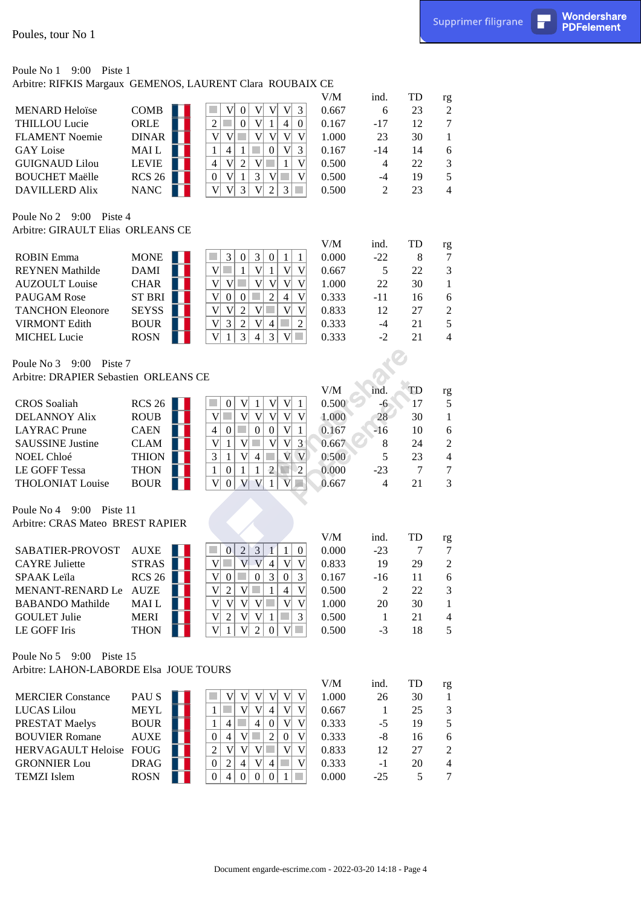Poules, tour No 1

Poule No 1 9:00 Piste 1

Arbitre: RIFKIS Margaux GEMENOS, LAURENT Clara ROUBAIX CE

| Nom | Club | | 1 | 2 | 3 | 4 | 5 | 6 | 7 | V/M | ind. | TD | rg |
|---|---|---|---|---|---|---|---|---|---|---|---|---|---|
| MENARD Heloïse | COMB | | | V | 0 | V | V | V | 3 | 0.667 | 6 | 23 | 2 |
| THILLOU Lucie | ORLE | | 2 | | 0 | V | 1 | 4 | 0 | 0.167 | -17 | 12 | 7 |
| FLAMENT Noemie | DINAR | | V | V | | V | V | V | V | 1.000 | 23 | 30 | 1 |
| GAY Loise | MAI L | | 1 | 4 | 1 | | 0 | V | 3 | 0.167 | -14 | 14 | 6 |
| GUIGNAUD Lilou | LEVIE | | 4 | V | 2 | V | | 1 | V | 0.500 | 4 | 22 | 3 |
| BOUCHET Maëlle | RCS 26 | | 0 | V | 1 | 3 | V | | V | 0.500 | -4 | 19 | 5 |
| DAVILLERD Alix | NANC | | V | V | 3 | V | 2 | 3 | | 0.500 | 2 | 23 | 4 |

Poule No 2 9:00 Piste 4

Arbitre: GIRAULT Elias ORLEANS CE

| Nom | Club | | 1 | 2 | 3 | 4 | 5 | 6 | 7 | V/M | ind. | TD | rg |
|---|---|---|---|---|---|---|---|---|---|---|---|---|---|
| ROBIN Emma | MONE | | | 3 | 0 | 3 | 0 | 1 | 1 | 0.000 | -22 | 8 | 7 |
| REYNEN Mathilde | DAMI | | V | | 1 | V | 1 | V | V | 0.667 | 5 | 22 | 3 |
| AUZOULT Louise | CHAR | | V | V | | V | V | V | V | 1.000 | 22 | 30 | 1 |
| PAUGAM Rose | ST BRI | | V | 0 | 0 | | 2 | 4 | V | 0.333 | -11 | 16 | 6 |
| TANCHON Eleonore | SEYSS | | V | V | 2 | V | | V | V | 0.833 | 12 | 27 | 2 |
| VIRMONT Edith | BOUR | | V | 3 | 2 | V | 4 | | 2 | 0.333 | -4 | 21 | 5 |
| MICHEL Lucie | ROSN | | V | 1 | 3 | 4 | 3 | V | | 0.333 | -2 | 21 | 4 |

Poule No 3 9:00 Piste 7

Arbitre: DRAPIER Sebastien ORLEANS CE

| Nom | Club | | 1 | 2 | 3 | 4 | 5 | 6 | 7 | V/M | ind. | TD | rg |
|---|---|---|---|---|---|---|---|---|---|---|---|---|---|
| CROS Soaliah | RCS 26 | | | 0 | V | 1 | V | V | 1 | 0.500 | -6 | 17 | 5 |
| DELANNOY Alix | ROUB | | V | | V | V | V | V | V | 1.000 | 28 | 30 | 1 |
| LAYRAC Prune | CAEN | | 4 | 0 | | 0 | 0 | V | 1 | 0.167 | -16 | 10 | 6 |
| SAUSSINE Justine | CLAM | | V | 1 | V | | V | V | 3 | 0.667 | 8 | 24 | 2 |
| NOEL Chloé | THION | | 3 | 1 | V | 4 | | V | V | 0.500 | 5 | 23 | 4 |
| LE GOFF Tessa | THON | | 1 | 0 | 1 | 1 | 2 | | 2 | 0.000 | -23 | 7 | 7 |
| THOLONIAT Louise | BOUR | | V | 0 | V | V | 1 | V | | 0.667 | 4 | 21 | 3 |

Poule No 4 9:00 Piste 11

Arbitre: CRAS Mateo BREST RAPIER

| Nom | Club | | 1 | 2 | 3 | 4 | 5 | 6 | 7 | V/M | ind. | TD | rg |
|---|---|---|---|---|---|---|---|---|---|---|---|---|---|
| SABATIER-PROVOST | AUXE | | | 0 | 2 | 3 | 1 | 1 | 0 | 0.000 | -23 | 7 | 7 |
| CAYRE Juliette | STRAS | | V | | V | V | 4 | V | V | 0.833 | 19 | 29 | 2 |
| SPAAK Leïla | RCS 26 | | V | 0 | | 0 | 3 | 0 | 3 | 0.167 | -16 | 11 | 6 |
| MENANT-RENARD Le | AUZE | | V | 2 | V | | 1 | 4 | V | 0.500 | 2 | 22 | 3 |
| BABANDO Mathilde | MAI L | | V | V | V | V | | V | V | 1.000 | 20 | 30 | 1 |
| GOULET Julie | MERI | | V | 2 | V | V | 1 | | 3 | 0.500 | 1 | 21 | 4 |
| LE GOFF Iris | THON | | V | 1 | V | 2 | 0 | V | | 0.500 | -3 | 18 | 5 |

Poule No 5 9:00 Piste 15

Arbitre: LAHON-LABORDE Elsa JOUE TOURS

| Nom | Club | | 1 | 2 | 3 | 4 | 5 | 6 | 7 | V/M | ind. | TD | rg |
|---|---|---|---|---|---|---|---|---|---|---|---|---|---|
| MERCIER Constance | PAU S | | | V | V | V | V | V | V | 1.000 | 26 | 30 | 1 |
| LUCAS Lilou | MEYL | | 1 | | V | V | 4 | V | V | 0.667 | 1 | 25 | 3 |
| PRESTAT Maelys | BOUR | | 1 | 4 | | 4 | 0 | V | V | 0.333 | -5 | 19 | 5 |
| BOUVIER Romane | AUXE | | 0 | 4 | V | | 2 | 0 | V | 0.333 | -8 | 16 | 6 |
| HERVAGAULT Heloise | FOUG | | 2 | V | V | V | | V | V | 0.833 | 12 | 27 | 2 |
| GRONNIER Lou | DRAG | | 0 | 2 | 4 | V | 4 | | V | 0.333 | -1 | 20 | 4 |
| TEMZI Islem | ROSN | | 0 | 4 | 0 | 0 | 0 | 1 | | 0.000 | -25 | 5 | 7 |

Document engarde-escrime.com - 2022-03-20 14:18 - Page 4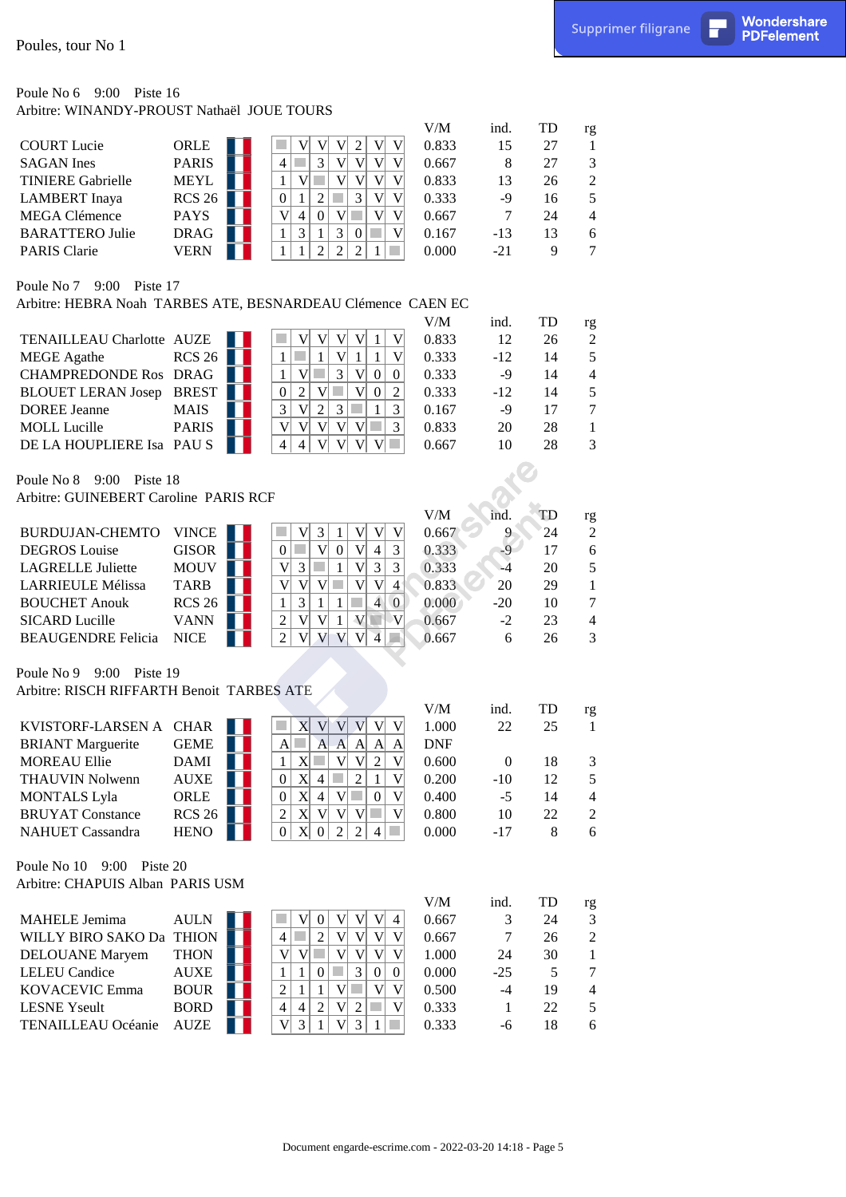Poules, tour No 1

Poule No 6 9:00 Piste 16

Arbitre: WINANDY-PROUST Nathaël JOUE TOURS

| Nom | Club | 1 | 2 | 3 | 4 | 5 | 6 | 7 | V/M | ind. | TD | rg |
|---|---|---|---|---|---|---|---|---|---|---|---|---|
| COURT Lucie | ORLE | | V | V | V | 2 | V | V | 0.833 | 15 | 27 | 1 |
| SAGAN Ines | PARIS | 4 | | 3 | V | V | V | V | 0.667 | 8 | 27 | 3 |
| TINIERE Gabrielle | MEYL | 1 | V | | V | V | V | V | 0.833 | 13 | 26 | 2 |
| LAMBERT Inaya | RCS 26 | 0 | 1 | 2 | | 3 | V | V | 0.333 | -9 | 16 | 5 |
| MEGA Clémence | PAYS | V | 4 | 0 | V | | V | V | 0.667 | 7 | 24 | 4 |
| BARATTERO Julie | DRAG | 1 | 3 | 1 | 3 | 0 | | V | 0.167 | -13 | 13 | 6 |
| PARIS Clarie | VERN | 1 | 1 | 2 | 2 | 2 | 1 | | 0.000 | -21 | 9 | 7 |

Poule No 7 9:00 Piste 17

Arbitre: HEBRA Noah TARBES ATE, BESNARDEAU Clémence CAEN EC

| Nom | Club | 1 | 2 | 3 | 4 | 5 | 6 | 7 | V/M | ind. | TD | rg |
|---|---|---|---|---|---|---|---|---|---|---|---|---|
| TENAILLEAU Charlotte | AUZE | | V | V | V | V | 1 | V | 0.833 | 12 | 26 | 2 |
| MEGE Agathe | RCS 26 | 1 | | 1 | V | 1 | 1 | V | 0.333 | -12 | 14 | 5 |
| CHAMPREDONDE Ros | DRAG | 1 | V | | 3 | V | 0 | 0 | 0.333 | -9 | 14 | 4 |
| BLOUET LERAN Josep | BREST | 0 | 2 | V | | V | 0 | 2 | 0.333 | -12 | 14 | 5 |
| DOREE Jeanne | MAIS | 3 | V | 2 | 3 | | 1 | 3 | 0.167 | -9 | 17 | 7 |
| MOLL Lucille | PARIS | V | V | V | V | V | | 3 | 0.833 | 20 | 28 | 1 |
| DE LA HOUPLIERE Isa | PAU S | 4 | 4 | V | V | V | V | | 0.667 | 10 | 28 | 3 |

Poule No 8 9:00 Piste 18

Arbitre: GUINEBERT Caroline PARIS RCF

| Nom | Club | 1 | 2 | 3 | 4 | 5 | 6 | 7 | V/M | ind. | TD | rg |
|---|---|---|---|---|---|---|---|---|---|---|---|---|
| BURDUJAN-CHEMTO | VINCE | | V | 3 | 1 | V | V | V | 0.667 | 9 | 24 | 2 |
| DEGROS Louise | GISOR | 0 | | V | 0 | V | 4 | 3 | 0.333 | -9 | 17 | 6 |
| LAGRELLE Juliette | MOUV | V | 3 | | 1 | V | 3 | 3 | 0.333 | -4 | 20 | 5 |
| LARRIEULE Mélissa | TARB | V | V | V | | V | V | 4 | 0.833 | 20 | 29 | 1 |
| BOUCHET Anouk | RCS 26 | 1 | 3 | 1 | 1 | | 4 | 0 | 0.000 | -20 | 10 | 7 |
| SICARD Lucille | VANN | 2 | V | V | 1 | V | | V | 0.667 | -2 | 23 | 4 |
| BEAUGENDRE Felicia | NICE | 2 | V | V | V | V | 4 | | 0.667 | 6 | 26 | 3 |

Poule No 9 9:00 Piste 19

Arbitre: RISCH RIFFARTH Benoit TARBES ATE

| Nom | Club | 1 | 2 | 3 | 4 | 5 | 6 | 7 | V/M | ind. | TD | rg |
|---|---|---|---|---|---|---|---|---|---|---|---|---|
| KVISTORF-LARSEN A | CHAR | | X | V | V | V | V | V | 1.000 | 22 | 25 | 1 |
| BRIANT Marguerite | GEME | A | | A | A | A | A | A | DNF | | | |
| MOREAU Ellie | DAMI | 1 | X | | V | V | 2 | V | 0.600 | 0 | 18 | 3 |
| THAUVIN Nolwenn | AUXE | 0 | X | 4 | | 2 | 1 | V | 0.200 | -10 | 12 | 5 |
| MONTALS Lyla | ORLE | 0 | X | 4 | V | | 0 | V | 0.400 | -5 | 14 | 4 |
| BRUYAT Constance | RCS 26 | 2 | X | V | V | V | | V | 0.800 | 10 | 22 | 2 |
| NAHUET Cassandra | HENO | 0 | X | 0 | 2 | 2 | 4 | | 0.000 | -17 | 8 | 6 |

Poule No 10 9:00 Piste 20

Arbitre: CHAPUIS Alban PARIS USM

| Nom | Club | 1 | 2 | 3 | 4 | 5 | 6 | 7 | V/M | ind. | TD | rg |
|---|---|---|---|---|---|---|---|---|---|---|---|---|
| MAHELE Jemima | AULN | | V | 0 | V | V | V | 4 | 0.667 | 3 | 24 | 3 |
| WILLY BIRO SAKO Da | THION | 4 | | 2 | V | V | V | V | 0.667 | 7 | 26 | 2 |
| DELOUANE Maryem | THON | V | V | | V | V | V | V | 1.000 | 24 | 30 | 1 |
| LELEU Candice | AUXE | 1 | 1 | 0 | | 3 | 0 | 0 | 0.000 | -25 | 5 | 7 |
| KOVACEVIC Emma | BOUR | 2 | 1 | 1 | V | | V | V | 0.500 | -4 | 19 | 4 |
| LESNE Yseult | BORD | 4 | 4 | 2 | V | 2 | | V | 0.333 | 1 | 22 | 5 |
| TENAILLEAU Océanie | AUZE | V | 3 | 1 | V | 3 | 1 | | 0.333 | -6 | 18 | 6 |

Document engarde-escrime.com - 2022-03-20 14:18 - Page 5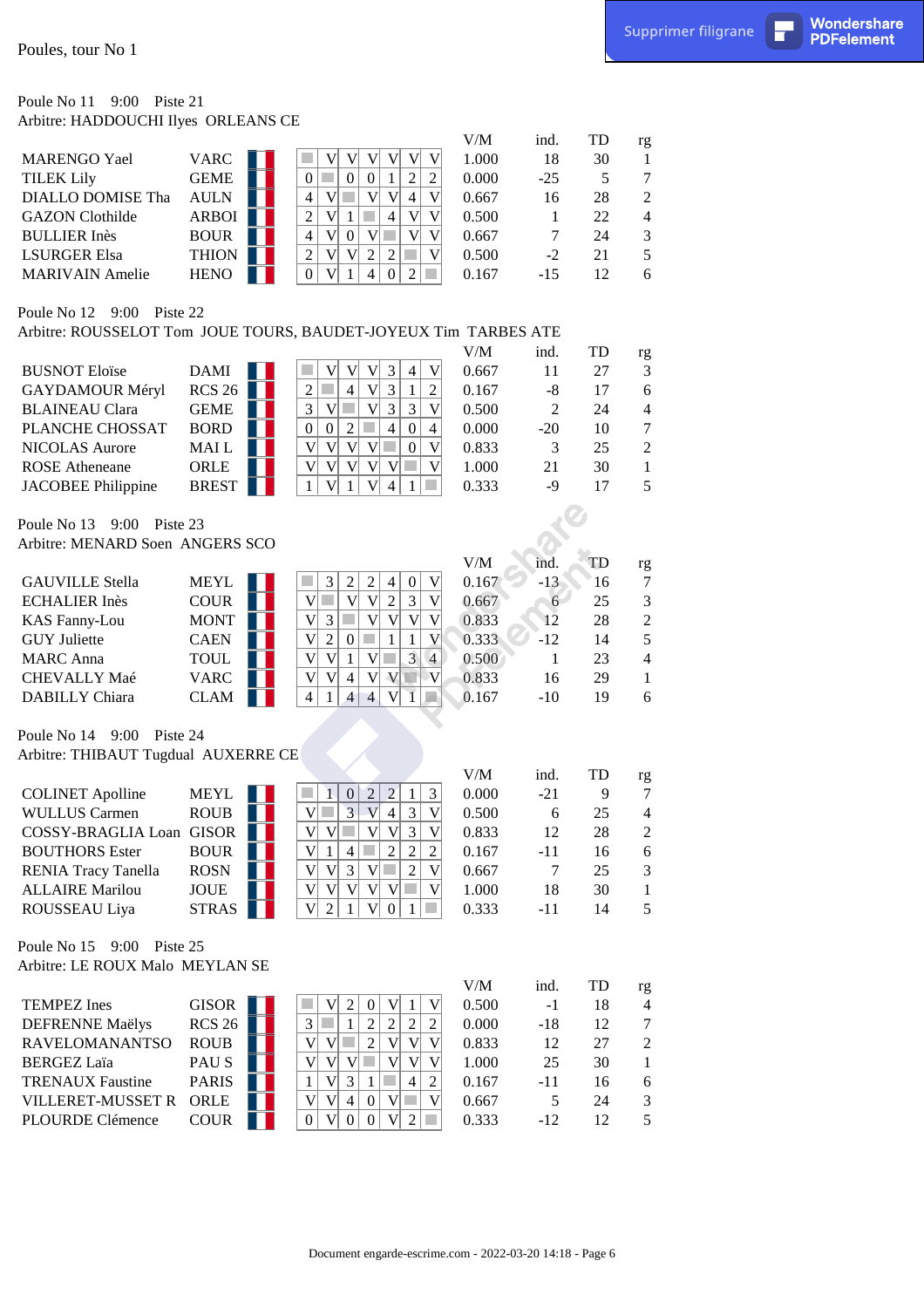Poules, tour No 1

Poule No 11 9:00 Piste 21
Arbitre: HADDOUCHI Ilyes ORLEANS CE

| Nom | Club | | 1 | 2 | 3 | 4 | 5 | 6 | 7 | V/M | ind. | TD | rg |
|---|---|---|---|---|---|---|---|---|---|---|---|---|---|
| MARENGO Yael | VARC | | | V | V | V | V | V | V | 1.000 | 18 | 30 | 1 |
| TILEK Lily | GEME | | 0 | | 0 | 0 | 1 | 2 | 2 | 0.000 | -25 | 5 | 7 |
| DIALLO DOMISE Tha | AULN | | 4 | V | | V | V | 4 | V | 0.667 | 16 | 28 | 2 |
| GAZON Clothilde | ARBOI | | 2 | V | 1 | | 4 | V | V | 0.500 | 1 | 22 | 4 |
| BULLIER Inès | BOUR | | 4 | V | 0 | V | | V | V | 0.667 | 7 | 24 | 3 |
| LSURGER Elsa | THION | | 2 | V | V | 2 | 2 | | V | 0.500 | -2 | 21 | 5 |
| MARIVAIN Amelie | HENO | | 0 | V | 1 | 4 | 0 | 2 | | 0.167 | -15 | 12 | 6 |

Poule No 12 9:00 Piste 22
Arbitre: ROUSSELOT Tom JOUE TOURS, BAUDET-JOYEUX Tim TARBES ATE

| Nom | Club | | 1 | 2 | 3 | 4 | 5 | 6 | 7 | V/M | ind. | TD | rg |
|---|---|---|---|---|---|---|---|---|---|---|---|---|---|
| BUSNOT Eloïse | DAMI | | | V | V | V | 3 | 4 | V | 0.667 | 11 | 27 | 3 |
| GAYDAMOUR Méryl | RCS 26 | | 2 | | 4 | V | 3 | 1 | 2 | 0.167 | -8 | 17 | 6 |
| BLAINEAU Clara | GEME | | 3 | V | | V | 3 | 3 | V | 0.500 | 2 | 24 | 4 |
| PLANCHE CHOSSAT | BORD | | 0 | 0 | 2 | | 4 | 0 | 4 | 0.000 | -20 | 10 | 7 |
| NICOLAS Aurore | MAI L | | V | V | V | V | | 0 | V | 0.833 | 3 | 25 | 2 |
| ROSE Atheneane | ORLE | | V | V | V | V | V | | V | 1.000 | 21 | 30 | 1 |
| JACOBEE Philippine | BREST | | 1 | V | 1 | V | 4 | 1 | | 0.333 | -9 | 17 | 5 |

Poule No 13 9:00 Piste 23
Arbitre: MENARD Soen ANGERS SCO

| Nom | Club | | 1 | 2 | 3 | 4 | 5 | 6 | 7 | V/M | ind. | TD | rg |
|---|---|---|---|---|---|---|---|---|---|---|---|---|---|
| GAUVILLE Stella | MEYL | | | 3 | 2 | 2 | 4 | 0 | V | 0.167 | -13 | 16 | 7 |
| ECHALIER Inès | COUR | | V | | V | V | 2 | 3 | V | 0.667 | 6 | 25 | 3 |
| KAS Fanny-Lou | MONT | | V | 3 | | V | V | V | V | 0.833 | 12 | 28 | 2 |
| GUY Juliette | CAEN | | V | 2 | 0 | | 1 | 1 | V | 0.333 | -12 | 14 | 5 |
| MARC Anna | TOUL | | V | V | 1 | V | | 3 | 4 | 0.500 | 1 | 23 | 4 |
| CHEVALLY Maé | VARC | | V | V | 4 | V | V | | V | 0.833 | 16 | 29 | 1 |
| DABILLY Chiara | CLAM | | 4 | 1 | 4 | 4 | V | 1 | | 0.167 | -10 | 19 | 6 |

Poule No 14 9:00 Piste 24
Arbitre: THIBAUT Tugdual AUXERRE CE

| Nom | Club | | 1 | 2 | 3 | 4 | 5 | 6 | 7 | V/M | ind. | TD | rg |
|---|---|---|---|---|---|---|---|---|---|---|---|---|---|
| COLINET Apolline | MEYL | | | 1 | 0 | 2 | 2 | 1 | 3 | 0.000 | -21 | 9 | 7 |
| WULLUS Carmen | ROUB | | V | | 3 | V | 4 | 3 | V | 0.500 | 6 | 25 | 4 |
| COSSY-BRAGLIA Loan | GISOR | | V | V | | V | V | 3 | V | 0.833 | 12 | 28 | 2 |
| BOUTHORS Ester | BOUR | | V | 1 | 4 | | 2 | 2 | 2 | 0.167 | -11 | 16 | 6 |
| RENIA Tracy Tanella | ROSN | | V | V | 3 | V | | 2 | V | 0.667 | 7 | 25 | 3 |
| ALLAIRE Marilou | JOUE | | V | V | V | V | V | | V | 1.000 | 18 | 30 | 1 |
| ROUSSEAU Liya | STRAS | | V | 2 | 1 | V | 0 | 1 | | 0.333 | -11 | 14 | 5 |

Poule No 15 9:00 Piste 25
Arbitre: LE ROUX Malo MEYLAN SE

| Nom | Club | | 1 | 2 | 3 | 4 | 5 | 6 | 7 | V/M | ind. | TD | rg |
|---|---|---|---|---|---|---|---|---|---|---|---|---|---|
| TEMPEZ Ines | GISOR | | | V | 2 | 0 | V | 1 | V | 0.500 | -1 | 18 | 4 |
| DEFRENNE Maëlys | RCS 26 | | 3 | | 1 | 2 | 2 | 2 | 2 | 0.000 | -18 | 12 | 7 |
| RAVELOMANANTSO | ROUB | | V | V | | 2 | V | V | V | 0.833 | 12 | 27 | 2 |
| BERGEZ Laïa | PAU S | | V | V | V | | V | V | V | 1.000 | 25 | 30 | 1 |
| TRENAUX Faustine | PARIS | | 1 | V | 3 | 1 | | 4 | 2 | 0.167 | -11 | 16 | 6 |
| VILLERET-MUSSET R | ORLE | | V | V | 4 | 0 | V | | V | 0.667 | 5 | 24 | 3 |
| PLOURDE Clémence | COUR | | 0 | V | 0 | 0 | V | 2 | | 0.333 | -12 | 12 | 5 |

Document engarde-escrime.com - 2022-03-20 14:18 - Page 6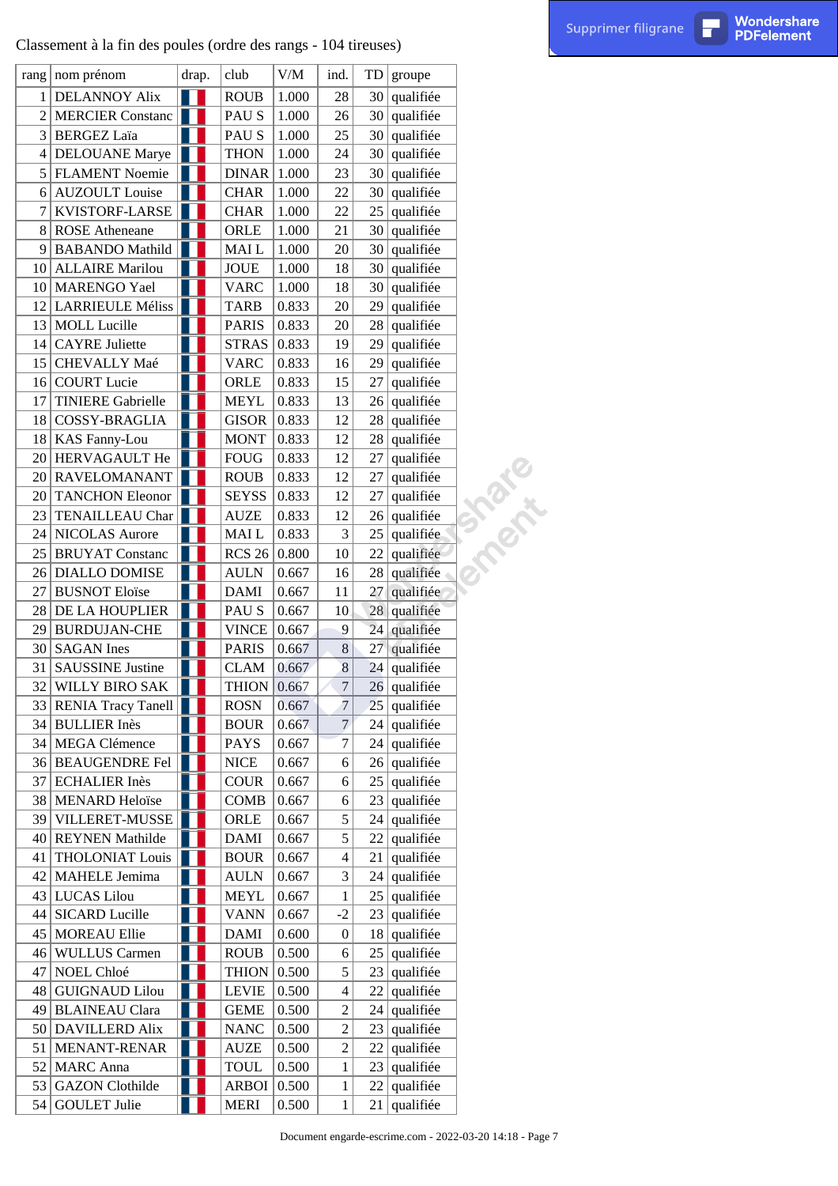Classement à la fin des poules (ordre des rangs - 104 tireuses)

| rang | nom prénom | drap. | club | V/M | ind. | TD | groupe |
|---|---|---|---|---|---|---|---|
| 1 | DELANNOY Alix | | ROUB | 1.000 | 28 | 30 | qualifiée |
| 2 | MERCIER Constanc | | PAU S | 1.000 | 26 | 30 | qualifiée |
| 3 | BERGEZ Laïa | | PAU S | 1.000 | 25 | 30 | qualifiée |
| 4 | DELOUANE Marye | | THON | 1.000 | 24 | 30 | qualifiée |
| 5 | FLAMENT Noemie | | DINAR | 1.000 | 23 | 30 | qualifiée |
| 6 | AUZOULT Louise | | CHAR | 1.000 | 22 | 30 | qualifiée |
| 7 | KVISTORF-LARSE | | CHAR | 1.000 | 22 | 25 | qualifiée |
| 8 | ROSE Atheneane | | ORLE | 1.000 | 21 | 30 | qualifiée |
| 9 | BABANDO Mathild | | MAI L | 1.000 | 20 | 30 | qualifiée |
| 10 | ALLAIRE Marilou | | JOUE | 1.000 | 18 | 30 | qualifiée |
| 10 | MARENGO Yael | | VARC | 1.000 | 18 | 30 | qualifiée |
| 12 | LARRIEULE Méliss | | TARB | 0.833 | 20 | 29 | qualifiée |
| 13 | MOLL Lucille | | PARIS | 0.833 | 20 | 28 | qualifiée |
| 14 | CAYRE Juliette | | STRAS | 0.833 | 19 | 29 | qualifiée |
| 15 | CHEVALLY Maé | | VARC | 0.833 | 16 | 29 | qualifiée |
| 16 | COURT Lucie | | ORLE | 0.833 | 15 | 27 | qualifiée |
| 17 | TINIERE Gabrielle | | MEYL | 0.833 | 13 | 26 | qualifiée |
| 18 | COSSY-BRAGLIA | | GISOR | 0.833 | 12 | 28 | qualifiée |
| 18 | KAS Fanny-Lou | | MONT | 0.833 | 12 | 28 | qualifiée |
| 20 | HERVAGAULT He | | FOUG | 0.833 | 12 | 27 | qualifiée |
| 20 | RAVELOMANANT | | ROUB | 0.833 | 12 | 27 | qualifiée |
| 20 | TANCHON Eleonor | | SEYSS | 0.833 | 12 | 27 | qualifiée |
| 23 | TENAILLEAU Char | | AUZE | 0.833 | 12 | 26 | qualifiée |
| 24 | NICOLAS Aurore | | MAI L | 0.833 | 3 | 25 | qualifiée |
| 25 | BRUYAT Constanc | | RCS 26 | 0.800 | 10 | 22 | qualifiée |
| 26 | DIALLO DOMISE | | AULN | 0.667 | 16 | 28 | qualifiée |
| 27 | BUSNOT Eloïse | | DAMI | 0.667 | 11 | 27 | qualifiée |
| 28 | DE LA HOUPLIER | | PAU S | 0.667 | 10 | 28 | qualifiée |
| 29 | BURDUJAN-CHE | | VINCE | 0.667 | 9 | 24 | qualifiée |
| 30 | SAGAN Ines | | PARIS | 0.667 | 8 | 27 | qualifiée |
| 31 | SAUSSINE Justine | | CLAM | 0.667 | 8 | 24 | qualifiée |
| 32 | WILLY BIRO SAK | | THION | 0.667 | 7 | 26 | qualifiée |
| 33 | RENIA Tracy Tanell | | ROSN | 0.667 | 7 | 25 | qualifiée |
| 34 | BULLIER Inès | | BOUR | 0.667 | 7 | 24 | qualifiée |
| 34 | MEGA Clémence | | PAYS | 0.667 | 7 | 24 | qualifiée |
| 36 | BEAUGENDRE Fel | | NICE | 0.667 | 6 | 26 | qualifiée |
| 37 | ECHALIER Inès | | COUR | 0.667 | 6 | 25 | qualifiée |
| 38 | MENARD Heloïse | | COMB | 0.667 | 6 | 23 | qualifiée |
| 39 | VILLERET-MUSSE | | ORLE | 0.667 | 5 | 24 | qualifiée |
| 40 | REYNEN Mathilde | | DAMI | 0.667 | 5 | 22 | qualifiée |
| 41 | THOLONIAT Louis | | BOUR | 0.667 | 4 | 21 | qualifiée |
| 42 | MAHELE Jemima | | AULN | 0.667 | 3 | 24 | qualifiée |
| 43 | LUCAS Lilou | | MEYL | 0.667 | 1 | 25 | qualifiée |
| 44 | SICARD Lucille | | VANN | 0.667 | -2 | 23 | qualifiée |
| 45 | MOREAU Ellie | | DAMI | 0.600 | 0 | 18 | qualifiée |
| 46 | WULLUS Carmen | | ROUB | 0.500 | 6 | 25 | qualifiée |
| 47 | NOEL Chloé | | THION | 0.500 | 5 | 23 | qualifiée |
| 48 | GUIGNAUD Lilou | | LEVIE | 0.500 | 4 | 22 | qualifiée |
| 49 | BLAINEAU Clara | | GEME | 0.500 | 2 | 24 | qualifiée |
| 50 | DAVILLERD Alix | | NANC | 0.500 | 2 | 23 | qualifiée |
| 51 | MENANT-RENAR | | AUZE | 0.500 | 2 | 22 | qualifiée |
| 52 | MARC Anna | | TOUL | 0.500 | 1 | 23 | qualifiée |
| 53 | GAZON Clothilde | | ARBOI | 0.500 | 1 | 22 | qualifiée |
| 54 | GOULET Julie | | MERI | 0.500 | 1 | 21 | qualifiée |

Document engarde-escrime.com - 2022-03-20 14:18 - Page 7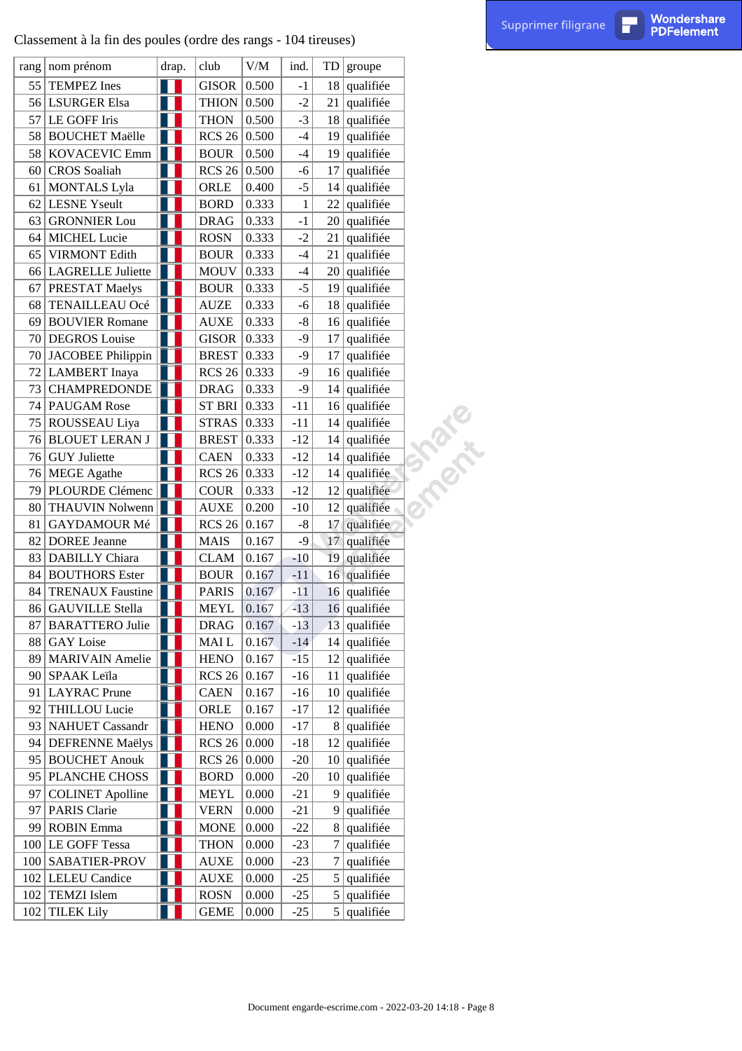Classement à la fin des poules (ordre des rangs - 104 tireuses)

| rang | nom prénom | drap. | club | V/M | ind. | TD | groupe |
|---|---|---|---|---|---|---|---|
| 55 | TEMPEZ Ines | | GISOR | 0.500 | -1 | 18 | qualifiée |
| 56 | LSURGER Elsa | | THION | 0.500 | -2 | 21 | qualifiée |
| 57 | LE GOFF Iris | | THON | 0.500 | -3 | 18 | qualifiée |
| 58 | BOUCHET Maëlle | | RCS 26 | 0.500 | -4 | 19 | qualifiée |
| 58 | KOVACEVIC Emm | | BOUR | 0.500 | -4 | 19 | qualifiée |
| 60 | CROS Soaliah | | RCS 26 | 0.500 | -6 | 17 | qualifiée |
| 61 | MONTALS Lyla | | ORLE | 0.400 | -5 | 14 | qualifiée |
| 62 | LESNE Yseult | | BORD | 0.333 | 1 | 22 | qualifiée |
| 63 | GRONNIER Lou | | DRAG | 0.333 | -1 | 20 | qualifiée |
| 64 | MICHEL Lucie | | ROSN | 0.333 | -2 | 21 | qualifiée |
| 65 | VIRMONT Edith | | BOUR | 0.333 | -4 | 21 | qualifiée |
| 66 | LAGRELLE Juliette | | MOUV | 0.333 | -4 | 20 | qualifiée |
| 67 | PRESTAT Maelys | | BOUR | 0.333 | -5 | 19 | qualifiée |
| 68 | TENAILLEAU Océ | | AUZE | 0.333 | -6 | 18 | qualifiée |
| 69 | BOUVIER Romane | | AUXE | 0.333 | -8 | 16 | qualifiée |
| 70 | DEGROS Louise | | GISOR | 0.333 | -9 | 17 | qualifiée |
| 70 | JACOBEE Philippin | | BREST | 0.333 | -9 | 17 | qualifiée |
| 72 | LAMBERT Inaya | | RCS 26 | 0.333 | -9 | 16 | qualifiée |
| 73 | CHAMPREDONDE | | DRAG | 0.333 | -9 | 14 | qualifiée |
| 74 | PAUGAM Rose | | ST BRI | 0.333 | -11 | 16 | qualifiée |
| 75 | ROUSSEAU Liya | | STRAS | 0.333 | -11 | 14 | qualifiée |
| 76 | BLOUET LERAN J | | BREST | 0.333 | -12 | 14 | qualifiée |
| 76 | GUY Juliette | | CAEN | 0.333 | -12 | 14 | qualifiée |
| 76 | MEGE Agathe | | RCS 26 | 0.333 | -12 | 14 | qualifiée |
| 79 | PLOURDE Clémenc | | COUR | 0.333 | -12 | 12 | qualifiée |
| 80 | THAUVIN Nolwenn | | AUXE | 0.200 | -10 | 12 | qualifiée |
| 81 | GAYDAMOUR Mé | | RCS 26 | 0.167 | -8 | 17 | qualifiée |
| 82 | DOREE Jeanne | | MAIS | 0.167 | -9 | 17 | qualifiée |
| 83 | DABILLY Chiara | | CLAM | 0.167 | -10 | 19 | qualifiée |
| 84 | BOUTHORS Ester | | BOUR | 0.167 | -11 | 16 | qualifiée |
| 84 | TRENAUX Faustine | | PARIS | 0.167 | -11 | 16 | qualifiée |
| 86 | GAUVILLE Stella | | MEYL | 0.167 | -13 | 16 | qualifiée |
| 87 | BARATTERO Julie | | DRAG | 0.167 | -13 | 13 | qualifiée |
| 88 | GAY Loise | | MAI L | 0.167 | -14 | 14 | qualifiée |
| 89 | MARIVAIN Amelie | | HENO | 0.167 | -15 | 12 | qualifiée |
| 90 | SPAAK Leïla | | RCS 26 | 0.167 | -16 | 11 | qualifiée |
| 91 | LAYRAC Prune | | CAEN | 0.167 | -16 | 10 | qualifiée |
| 92 | THILLOU Lucie | | ORLE | 0.167 | -17 | 12 | qualifiée |
| 93 | NAHUET Cassandr | | HENO | 0.000 | -17 | 8 | qualifiée |
| 94 | DEFRENNE Maëlys | | RCS 26 | 0.000 | -18 | 12 | qualifiée |
| 95 | BOUCHET Anouk | | RCS 26 | 0.000 | -20 | 10 | qualifiée |
| 95 | PLANCHE CHOSS | | BORD | 0.000 | -20 | 10 | qualifiée |
| 97 | COLINET Apolline | | MEYL | 0.000 | -21 | 9 | qualifiée |
| 97 | PARIS Clarie | | VERN | 0.000 | -21 | 9 | qualifiée |
| 99 | ROBIN Emma | | MONE | 0.000 | -22 | 8 | qualifiée |
| 100 | LE GOFF Tessa | | THON | 0.000 | -23 | 7 | qualifiée |
| 100 | SABATIER-PROV | | AUXE | 0.000 | -23 | 7 | qualifiée |
| 102 | LELEU Candice | | AUXE | 0.000 | -25 | 5 | qualifiée |
| 102 | TEMZI Islem | | ROSN | 0.000 | -25 | 5 | qualifiée |
| 102 | TILEK Lily | | GEME | 0.000 | -25 | 5 | qualifiée |

Document engarde-escrime.com - 2022-03-20 14:18 - Page 8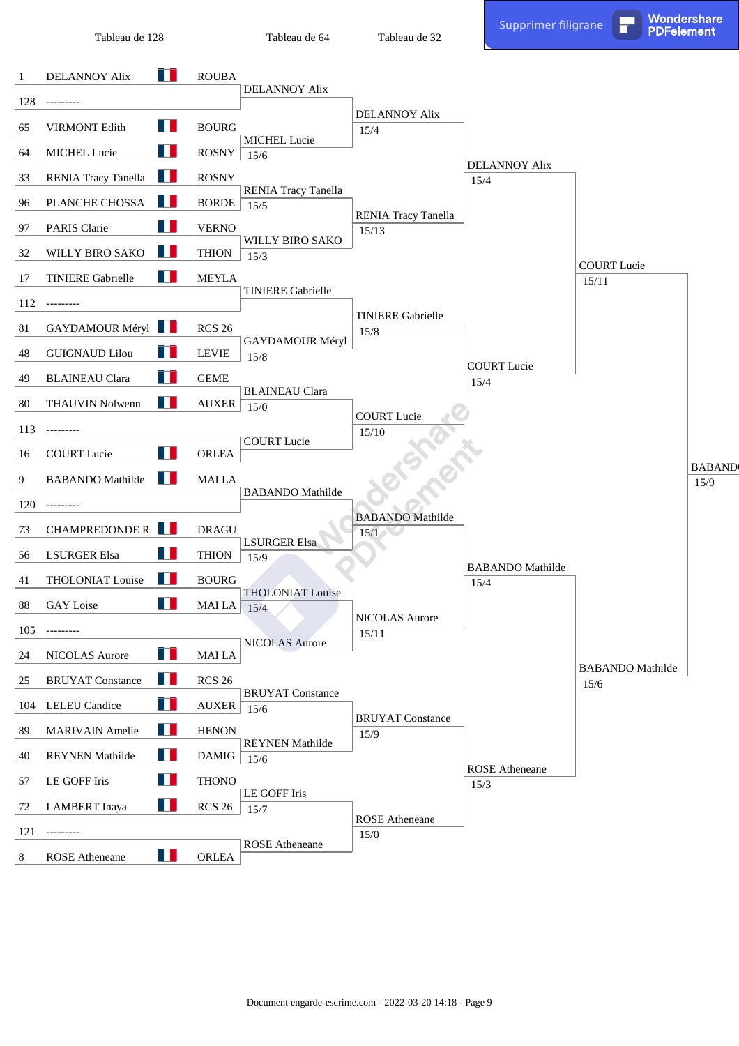| Tableau de 128 | | | Tableau de 64 | Tableau de 32 | | | |
|---|---|---|---|---|---|---|---|
| 1 DELANNOY Alix | | ROUBA | | | | | |
| | | | DELANNOY Alix | | | | |
| 128 --------- | | | | | | | |
| | | | | DELANNOY Alix 15/4 | | | |
| 65 VIRMONT Edith | | BOURG | | | | | |
| | | | MICHEL Lucie 15/6 | | | | |
| 64 MICHEL Lucie | | ROSNY | | | | | |
| | | | | | DELANNOY Alix 15/4 | | |
| 33 RENIA Tracy Tanella | | ROSNY | | | | | |
| | | | RENIA Tracy Tanella 15/5 | | | | |
| 96 PLANCHE CHOSSA | | BORDE | | | | | |
| | | | | RENIA Tracy Tanella 15/13 | | | |
| 97 PARIS Clarie | | VERNO | | | | | |
| | | | WILLY BIRO SAKO 15/3 | | | | |
| 32 WILLY BIRO SAKO | | THION | | | | | |
| | | | | | | COURT Lucie 15/11 | |
| 17 TINIERE Gabrielle | | MEYLA | | | | | |
| | | | TINIERE Gabrielle | | | | |
| 112 --------- | | | | | | | |
| | | | | TINIERE Gabrielle 15/8 | | | |
| 81 GAYDAMOUR Méryl | | RCS 26 | | | | | |
| | | | GAYDAMOUR Méryl 15/8 | | | | |
| 48 GUIGNAUD Lilou | | LEVIE | | | | | |
| | | | | | COURT Lucie 15/4 | | |
| 49 BLAINEAU Clara | | GEME | | | | | |
| | | | BLAINEAU Clara 15/0 | | | | |
| 80 THAUVIN Nolwenn | | AUXER | | | | | |
| | | | | COURT Lucie 15/10 | | | |
| 113 --------- | | | | | | | |
| | | | COURT Lucie | | | | |
| 16 COURT Lucie | | ORLEA | | | | | |
| | | | | | | | BABANDO 15/9 |
| 9 BABANDO Mathilde | | MAI LA | | | | | |
| | | | BABANDO Mathilde | | | | |
| 120 --------- | | | | | | | |
| | | | | BABANDO Mathilde 15/1 | | | |
| 73 CHAMPREDONDE R | | DRAGU | | | | | |
| | | | LSURGER Elsa 15/9 | | | | |
| 56 LSURGER Elsa | | THION | | | | | |
| | | | | | BABANDO Mathilde 15/4 | | |
| 41 THOLONIAT Louise | | BOURG | | | | | |
| | | | THOLONIAT Louise 15/4 | | | | |
| 88 GAY Loise | | MAI LA | | | | | |
| | | | | NICOLAS Aurore 15/11 | | | |
| 105 --------- | | | | | | | |
| | | | NICOLAS Aurore | | | | |
| 24 NICOLAS Aurore | | MAI LA | | | | | |
| | | | | | | BABANDO Mathilde 15/6 | |
| 25 BRUYAT Constance | | RCS 26 | | | | | |
| | | | BRUYAT Constance 15/6 | | | | |
| 104 LELEU Candice | | AUXER | | | | | |
| | | | | BRUYAT Constance 15/9 | | | |
| 89 MARIVAIN Amelie | | HENON | | | | | |
| | | | REYNEN Mathilde 15/6 | | | | |
| 40 REYNEN Mathilde | | DAMIG | | | | | |
| | | | | | ROSE Atheneane 15/3 | | |
| 57 LE GOFF Iris | | THONO | | | | | |
| | | | LE GOFF Iris 15/7 | | | | |
| 72 LAMBERT Inaya | | RCS 26 | | | | | |
| | | | | ROSE Atheneane 15/0 | | | |
| 121 --------- | | | | | | | |
| | | | ROSE Atheneane | | | | |
| 8 ROSE Atheneane | | ORLEA | | | | | |

Document engarde-escrime.com - 2022-03-20 14:18 - Page 9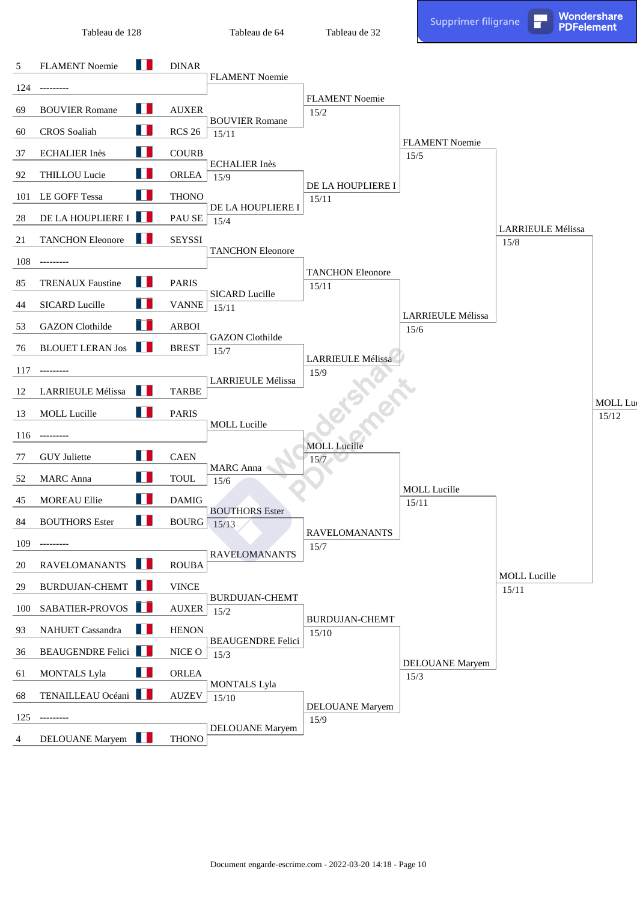| Tableau de 128 | | | Tableau de 64 | Tableau de 32 | | | |
|---|---|---|---|---|---|---|---|
| 5 | FLAMENT Noemie | DINAR | FLAMENT Noemie | FLAMENT Noemie 15/2 | FLAMENT Noemie 15/5 | LARRIEULE Mélissa 15/8 | MOLL Lu 15/12 |
| 124 | --------- | | | | | | |
| 69 | BOUVIER Romane | AUXER | BOUVIER Romane 15/11 | | | | |
| 60 | CROS Soaliah | RCS 26 | | | | | |
| 37 | ECHALIER Inès | COURB | ECHALIER Inès 15/9 | DE LA HOUPLIERE I 15/11 | | | |
| 92 | THILLOU Lucie | ORLEA | | | | | |
| 101 | LE GOFF Tessa | THONO | DE LA HOUPLIERE I 15/4 | | | | |
| 28 | DE LA HOUPLIERE I | PAU SE | | | | | |
| 21 | TANCHON Eleonore | SEYSSI | TANCHON Eleonore | TANCHON Eleonore 15/11 | LARRIEULE Mélissa 15/6 | | |
| 108 | --------- | | | | | | |
| 85 | TRENAUX Faustine | PARIS | SICARD Lucille 15/11 | | | | |
| 44 | SICARD Lucille | VANNE | | | | | |
| 53 | GAZON Clothilde | ARBOI | GAZON Clothilde 15/7 | LARRIEULE Mélissa 15/9 | | | |
| 76 | BLOUET LERAN Jos | BREST | | | | | |
| 117 | --------- | | LARRIEULE Mélissa | | | | |
| 12 | LARRIEULE Mélissa | TARBE | | | | | |
| 13 | MOLL Lucille | PARIS | MOLL Lucille | MOLL Lucille 15/7 | MOLL Lucille 15/11 | MOLL Lucille 15/11 | |
| 116 | --------- | | | | | | |
| 77 | GUY Juliette | CAEN | MARC Anna 15/6 | | | | |
| 52 | MARC Anna | TOUL | | | | | |
| 45 | MOREAU Ellie | DAMIG | BOUTHORS Ester 15/13 | RAVELOMANANTS 15/7 | | | |
| 84 | BOUTHORS Ester | BOURG | | | | | |
| 109 | --------- | | RAVELOMANANTS | | | | |
| 20 | RAVELOMANANTS | ROUBA | | | | | |
| 29 | BURDUJAN-CHEMT | VINCE | BURDUJAN-CHEMT 15/2 | BURDUJAN-CHEMT 15/10 | DELOUANE Maryem 15/3 | | |
| 100 | SABATIER-PROVOS | AUXER | | | | | |
| 93 | NAHUET Cassandra | HENON | BEAUGENDRE Felici 15/3 | | | | |
| 36 | BEAUGENDRE Felici | NICE O | | | | | |
| 61 | MONTALS Lyla | ORLEA | MONTALS Lyla 15/10 | DELOUANE Maryem 15/9 | | | |
| 68 | TENAILLEAU Océani | AUZEV | | | | | |
| 125 | --------- | | DELOUANE Maryem | | | | |
| 4 | DELOUANE Maryem | THONO | | | | | |

Document engarde-escrime.com - 2022-03-20 14:18 - Page 10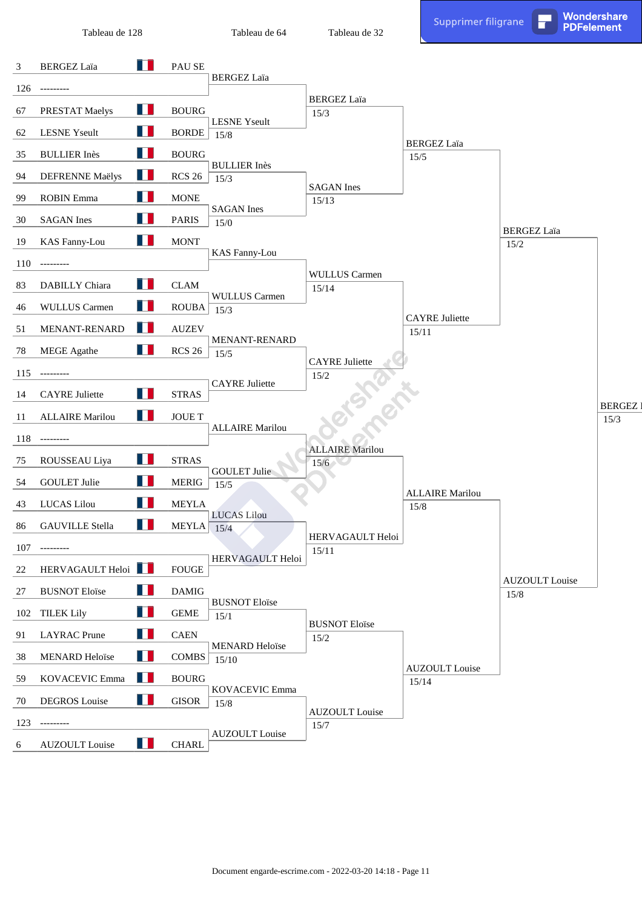## Tableau de 128

| Seed | Name | Club |
|---|---|---|
| 3 | BERGEZ Laïa | PAU SE |
| 126 | --------- | |
| 67 | PRESTAT Maelys | BOURG |
| 62 | LESNE Yseult | BORDE |
| 35 | BULLIER Inès | BOURG |
| 94 | DEFRENNE Maëlys | RCS 26 |
| 99 | ROBIN Emma | MONE |
| 30 | SAGAN Ines | PARIS |
| 19 | KAS Fanny-Lou | MONT |
| 110 | --------- | |
| 83 | DABILLY Chiara | CLAM |
| 46 | WULLUS Carmen | ROUBA |
| 51 | MENANT-RENARD | AUZEV |
| 78 | MEGE Agathe | RCS 26 |
| 115 | --------- | |
| 14 | CAYRE Juliette | STRAS |
| 11 | ALLAIRE Marilou | JOUE T |
| 118 | --------- | |
| 75 | ROUSSEAU Liya | STRAS |
| 54 | GOULET Julie | MERIG |
| 43 | LUCAS Lilou | MEYLA |
| 86 | GAUVILLE Stella | MEYLA |
| 107 | --------- | |
| 22 | HERVAGAULT Heloi | FOUGE |
| 27 | BUSNOT Eloïse | DAMIG |
| 102 | TILEK Lily | GEME |
| 91 | LAYRAC Prune | CAEN |
| 38 | MENARD Heloïse | COMBS |
| 59 | KOVACEVIC Emma | BOURG |
| 70 | DEGROS Louise | GISOR |
| 123 | --------- | |
| 6 | AUZOULT Louise | CHARL |

## Tableau de 64

| Winner | Score |
|---|---|
| BERGEZ Laïa | |
| LESNE Yseult | 15/8 |
| BULLIER Inès | 15/3 |
| SAGAN Ines | 15/0 |
| KAS Fanny-Lou | |
| WULLUS Carmen | 15/3 |
| MENANT-RENARD | 15/5 |
| CAYRE Juliette | |
| ALLAIRE Marilou | |
| GOULET Julie | 15/5 |
| LUCAS Lilou | 15/4 |
| HERVAGAULT Heloi | |
| BUSNOT Eloïse | 15/1 |
| MENARD Heloïse | 15/10 |
| KOVACEVIC Emma | 15/8 |
| AUZOULT Louise | |

## Tableau de 32

| Winner | Score |
|---|---|
| BERGEZ Laïa | 15/3 |
| SAGAN Ines | 15/13 |
| WULLUS Carmen | 15/14 |
| CAYRE Juliette | 15/2 |
| ALLAIRE Marilou | 15/6 |
| HERVAGAULT Heloi | 15/11 |
| BUSNOT Eloïse | 15/2 |
| AUZOULT Louise | 15/7 |

## Tableau de 16

| Winner | Score |
|---|---|
| BERGEZ Laïa | 15/5 |
| CAYRE Juliette | 15/11 |
| ALLAIRE Marilou | 15/8 |
| AUZOULT Louise | 15/14 |

## Tableau de 8

| Winner | Score |
|---|---|
| BERGEZ Laïa | 15/2 |
| AUZOULT Louise | 15/8 |

## Tableau de 4

| Winner | Score |
|---|---|
| BERGEZ l | 15/3 |

Document engarde-escrime.com - 2022-03-20 14:18 - Page 11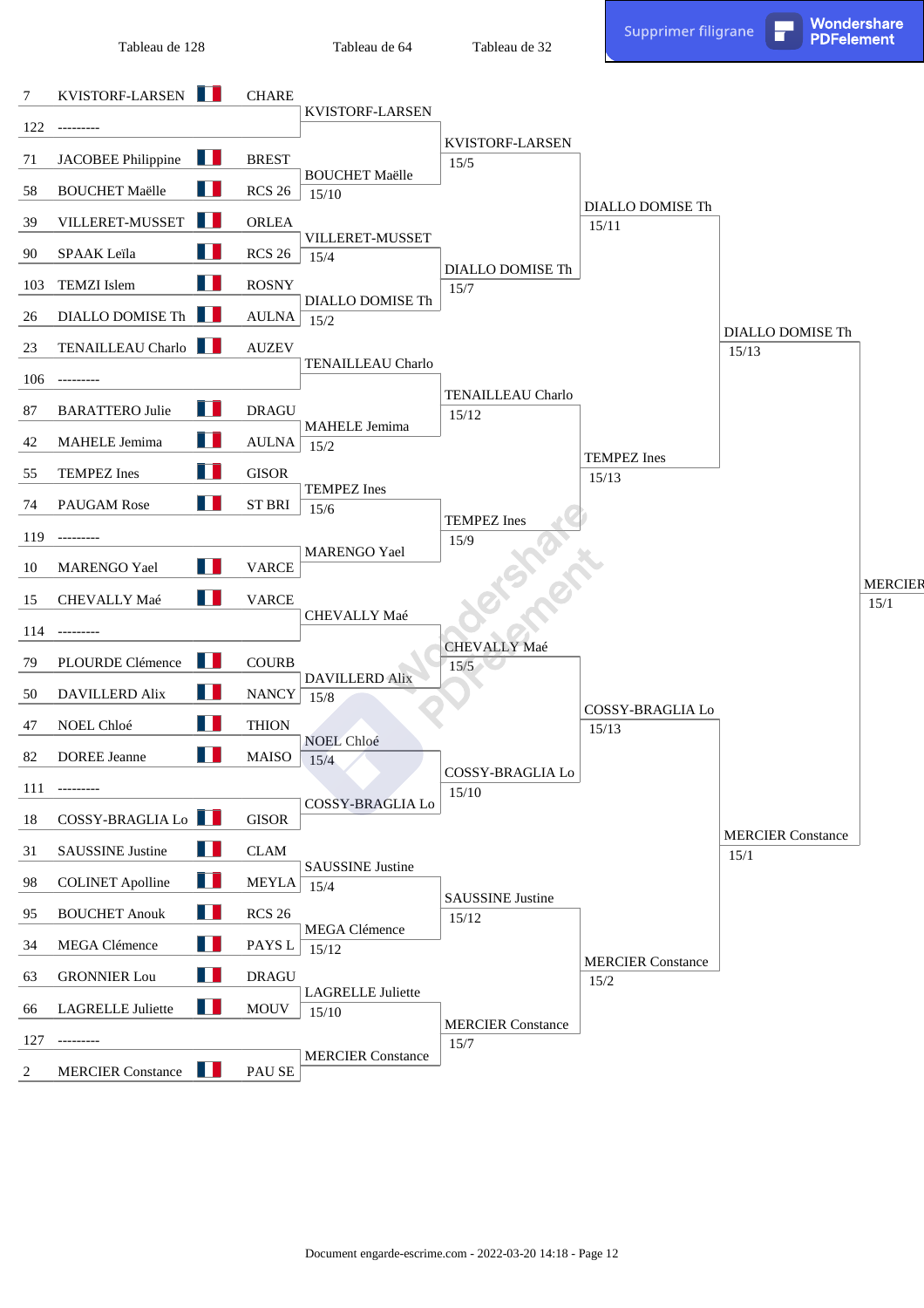| Tableau de 128 | | | Tableau de 64 | Tableau de 32 | | | |
|---|---|---|---|---|---|---|---|
| 7 | KVISTORF-LARSEN | CHARE | KVISTORF-LARSEN | KVISTORF-LARSEN 15/5 | DIALLO DOMISE Th 15/11 | DIALLO DOMISE Th 15/13 | MERCIER 15/1 |
| 122 | --------- | | | | | | |
| 71 | JACOBEE Philippine | BREST | BOUCHET Maëlle 15/10 | | | | |
| 58 | BOUCHET Maëlle | RCS 26 | | | | | |
| 39 | VILLERET-MUSSET | ORLEA | VILLERET-MUSSET 15/4 | DIALLO DOMISE Th 15/7 | | | |
| 90 | SPAAK Leïla | RCS 26 | | | | | |
| 103 | TEMZI Islem | ROSNY | DIALLO DOMISE Th 15/2 | | | | |
| 26 | DIALLO DOMISE Th | AULNA | | | | | |
| 23 | TENAILLEAU Charlo | AUZEV | TENAILLEAU Charlo | TENAILLEAU Charlo 15/12 | TEMPEZ Ines 15/13 | | |
| 106 | --------- | | | | | | |
| 87 | BARATTERO Julie | DRAGU | MAHELE Jemima 15/2 | | | | |
| 42 | MAHELE Jemima | AULNA | | | | | |
| 55 | TEMPEZ Ines | GISOR | TEMPEZ Ines 15/6 | TEMPEZ Ines 15/9 | | | |
| 74 | PAUGAM Rose | ST BRI | | | | | |
| 119 | --------- | | MARENGO Yael | | | | |
| 10 | MARENGO Yael | VARCE | | | | | |
| 15 | CHEVALLY Maé | VARCE | CHEVALLY Maé | CHEVALLY Maé 15/5 | COSSY-BRAGLIA Lo 15/13 | MERCIER Constance 15/1 | |
| 114 | --------- | | | | | | |
| 79 | PLOURDE Clémence | COURB | DAVILLERD Alix 15/8 | | | | |
| 50 | DAVILLERD Alix | NANCY | | | | | |
| 47 | NOEL Chloé | THION | NOEL Chloé 15/4 | COSSY-BRAGLIA Lo 15/10 | | | |
| 82 | DOREE Jeanne | MAISO | | | | | |
| 111 | --------- | | COSSY-BRAGLIA Lo | | | | |
| 18 | COSSY-BRAGLIA Lo | GISOR | | | | | |
| 31 | SAUSSINE Justine | CLAM | SAUSSINE Justine 15/4 | SAUSSINE Justine 15/12 | MERCIER Constance 15/2 | | |
| 98 | COLINET Apolline | MEYLA | | | | | |
| 95 | BOUCHET Anouk | RCS 26 | MEGA Clémence 15/12 | | | | |
| 34 | MEGA Clémence | PAYS L | | | | | |
| 63 | GRONNIER Lou | DRAGU | LAGRELLE Juliette 15/10 | MERCIER Constance 15/7 | | | |
| 66 | LAGRELLE Juliette | MOUV | | | | | |
| 127 | --------- | | MERCIER Constance | | | | |
| 2 | MERCIER Constance | PAU SE | | | | | |

Document engarde-escrime.com - 2022-03-20 14:18 - Page 12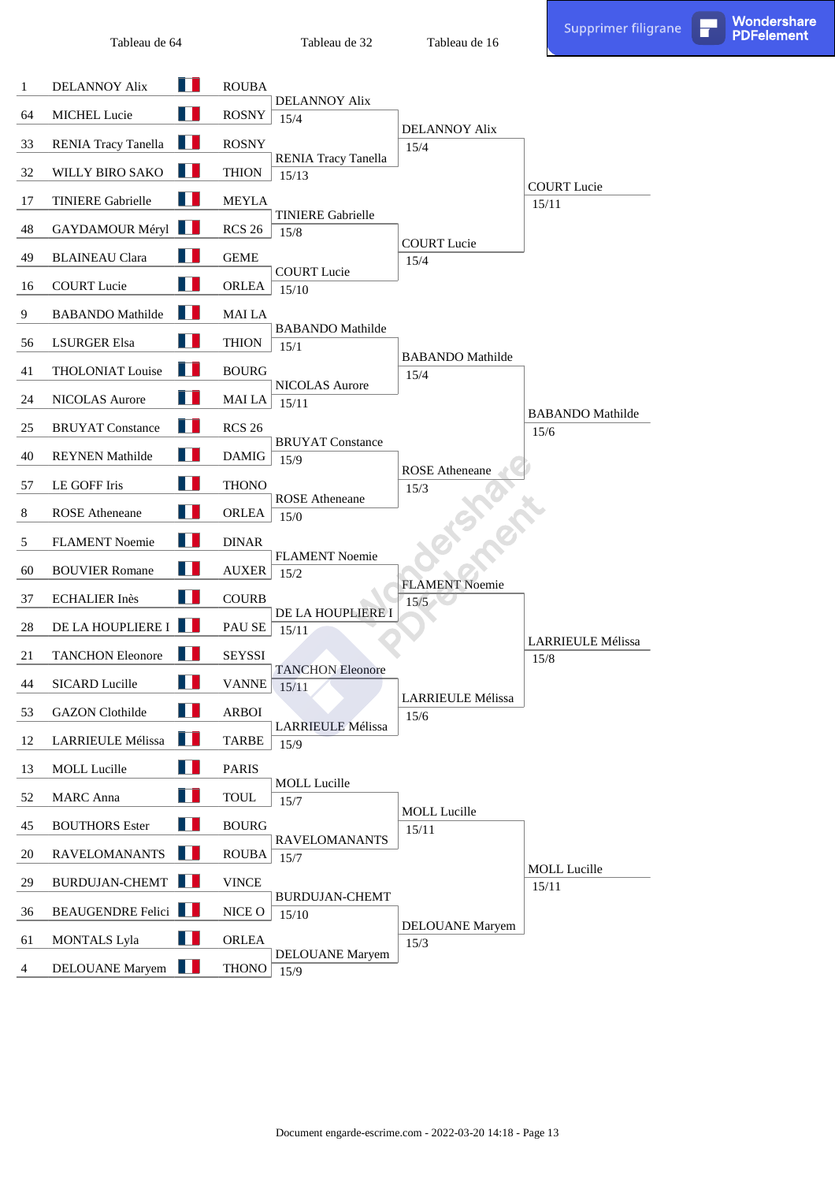| Tableau de 64 | | | Tableau de 32 | Tableau de 16 | |
|---|---|---|---|---|---|
| 1 | DELANNOY Alix | ROUBA | | | |
| 64 | MICHEL Lucie | ROSNY | DELANNOY Alix 15/4 | | |
| 33 | RENIA Tracy Tanella | ROSNY | | DELANNOY Alix 15/4 | |
| 32 | WILLY BIRO SAKO | THION | RENIA Tracy Tanella 15/13 | | |
| 17 | TINIERE Gabrielle | MEYLA | | | COURT Lucie 15/11 |
| 48 | GAYDAMOUR Méryl | RCS 26 | TINIERE Gabrielle 15/8 | | |
| 49 | BLAINEAU Clara | GEME | | COURT Lucie 15/4 | |
| 16 | COURT Lucie | ORLEA | COURT Lucie 15/10 | | |
| 9 | BABANDO Mathilde | MAI LA | | | |
| 56 | LSURGER Elsa | THION | BABANDO Mathilde 15/1 | | |
| 41 | THOLONIAT Louise | BOURG | | BABANDO Mathilde 15/4 | |
| 24 | NICOLAS Aurore | MAI LA | NICOLAS Aurore 15/11 | | |
| 25 | BRUYAT Constance | RCS 26 | | | BABANDO Mathilde 15/6 |
| 40 | REYNEN Mathilde | DAMIG | BRUYAT Constance 15/9 | | |
| 57 | LE GOFF Iris | THONO | | ROSE Atheneane 15/3 | |
| 8 | ROSE Atheneane | ORLEA | ROSE Atheneane 15/0 | | |
| 5 | FLAMENT Noemie | DINAR | | | |
| 60 | BOUVIER Romane | AUXER | FLAMENT Noemie 15/2 | | |
| 37 | ECHALIER Inès | COURB | | FLAMENT Noemie 15/5 | |
| 28 | DE LA HOUPLIERE I | PAU SE | DE LA HOUPLIERE I 15/11 | | |
| 21 | TANCHON Eleonore | SEYSSI | | | LARRIEULE Mélissa 15/8 |
| 44 | SICARD Lucille | VANNE | TANCHON Eleonore 15/11 | | |
| 53 | GAZON Clothilde | ARBOI | | LARRIEULE Mélissa 15/6 | |
| 12 | LARRIEULE Mélissa | TARBE | LARRIEULE Mélissa 15/9 | | |
| 13 | MOLL Lucille | PARIS | | | |
| 52 | MARC Anna | TOUL | MOLL Lucille 15/7 | | |
| 45 | BOUTHORS Ester | BOURG | | MOLL Lucille 15/11 | |
| 20 | RAVELOMANANTS | ROUBA | RAVELOMANANTS 15/7 | | |
| 29 | BURDUJAN-CHEMT | VINCE | | | MOLL Lucille 15/11 |
| 36 | BEAUGENDRE Felici | NICE O | BURDUJAN-CHEMT 15/10 | | |
| 61 | MONTALS Lyla | ORLEA | | DELOUANE Maryem 15/3 | |
| 4 | DELOUANE Maryem | THONO | DELOUANE Maryem 15/9 | | |

Document engarde-escrime.com - 2022-03-20 14:18 - Page 13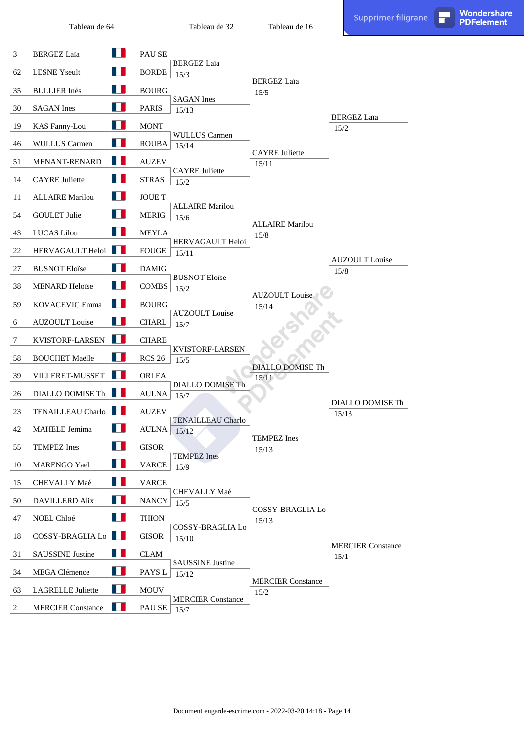| Tableau de 64 | | | Tableau de 32 | Tableau de 16 | |
|---|---|---|---|---|---|
| 3 | BERGEZ Laïa | PAU SE | | | |
| | | | BERGEZ Laïa 15/3 | | |
| 62 | LESNE Yseult | BORDE | | | |
| | | | | BERGEZ Laïa 15/5 | |
| 35 | BULLIER Inès | BOURG | | | |
| | | | SAGAN Ines 15/13 | | |
| 30 | SAGAN Ines | PARIS | | | |
| | | | | | BERGEZ Laïa 15/2 |
| 19 | KAS Fanny-Lou | MONT | | | |
| | | | WULLUS Carmen 15/14 | | |
| 46 | WULLUS Carmen | ROUBA | | | |
| | | | | CAYRE Juliette 15/11 | |
| 51 | MENANT-RENARD | AUZEV | | | |
| | | | CAYRE Juliette 15/2 | | |
| 14 | CAYRE Juliette | STRAS | | | |
| 11 | ALLAIRE Marilou | JOUE T | | | |
| | | | ALLAIRE Marilou 15/6 | | |
| 54 | GOULET Julie | MERIG | | | |
| | | | | ALLAIRE Marilou 15/8 | |
| 43 | LUCAS Lilou | MEYLA | | | |
| | | | HERVAGAULT Heloi 15/11 | | |
| 22 | HERVAGAULT Heloi | FOUGE | | | |
| | | | | | AUZOULT Louise 15/8 |
| 27 | BUSNOT Eloïse | DAMIG | | | |
| | | | BUSNOT Eloïse 15/2 | | |
| 38 | MENARD Heloïse | COMBS | | | |
| | | | | AUZOULT Louise 15/14 | |
| 59 | KOVACEVIC Emma | BOURG | | | |
| | | | AUZOULT Louise 15/7 | | |
| 6 | AUZOULT Louise | CHARL | | | |
| 7 | KVISTORF-LARSEN | CHARE | | | |
| | | | KVISTORF-LARSEN 15/5 | | |
| 58 | BOUCHET Maëlle | RCS 26 | | | |
| | | | | DIALLO DOMISE Th 15/11 | |
| 39 | VILLERET-MUSSET | ORLEA | | | |
| | | | DIALLO DOMISE Th 15/7 | | |
| 26 | DIALLO DOMISE Th | AULNA | | | |
| | | | | | DIALLO DOMISE Th 15/13 |
| 23 | TENAILLEAU Charlo | AUZEV | | | |
| | | | TENAILLEAU Charlo 15/12 | | |
| 42 | MAHELE Jemima | AULNA | | | |
| | | | | TEMPEZ Ines 15/13 | |
| 55 | TEMPEZ Ines | GISOR | | | |
| | | | TEMPEZ Ines 15/9 | | |
| 10 | MARENGO Yael | VARCE | | | |
| 15 | CHEVALLY Maé | VARCE | | | |
| | | | CHEVALLY Maé 15/5 | | |
| 50 | DAVILLERD Alix | NANCY | | | |
| | | | | COSSY-BRAGLIA Lo 15/13 | |
| 47 | NOEL Chloé | THION | | | |
| | | | COSSY-BRAGLIA Lo 15/10 | | |
| 18 | COSSY-BRAGLIA Lo | GISOR | | | |
| | | | | | MERCIER Constance 15/1 |
| 31 | SAUSSINE Justine | CLAM | | | |
| | | | SAUSSINE Justine 15/12 | | |
| 34 | MEGA Clémence | PAYS L | | | |
| | | | | MERCIER Constance 15/2 | |
| 63 | LAGRELLE Juliette | MOUV | | | |
| | | | MERCIER Constance 15/7 | | |
| 2 | MERCIER Constance | PAU SE | | | |

Document engarde-escrime.com - 2022-03-20 14:18 - Page 14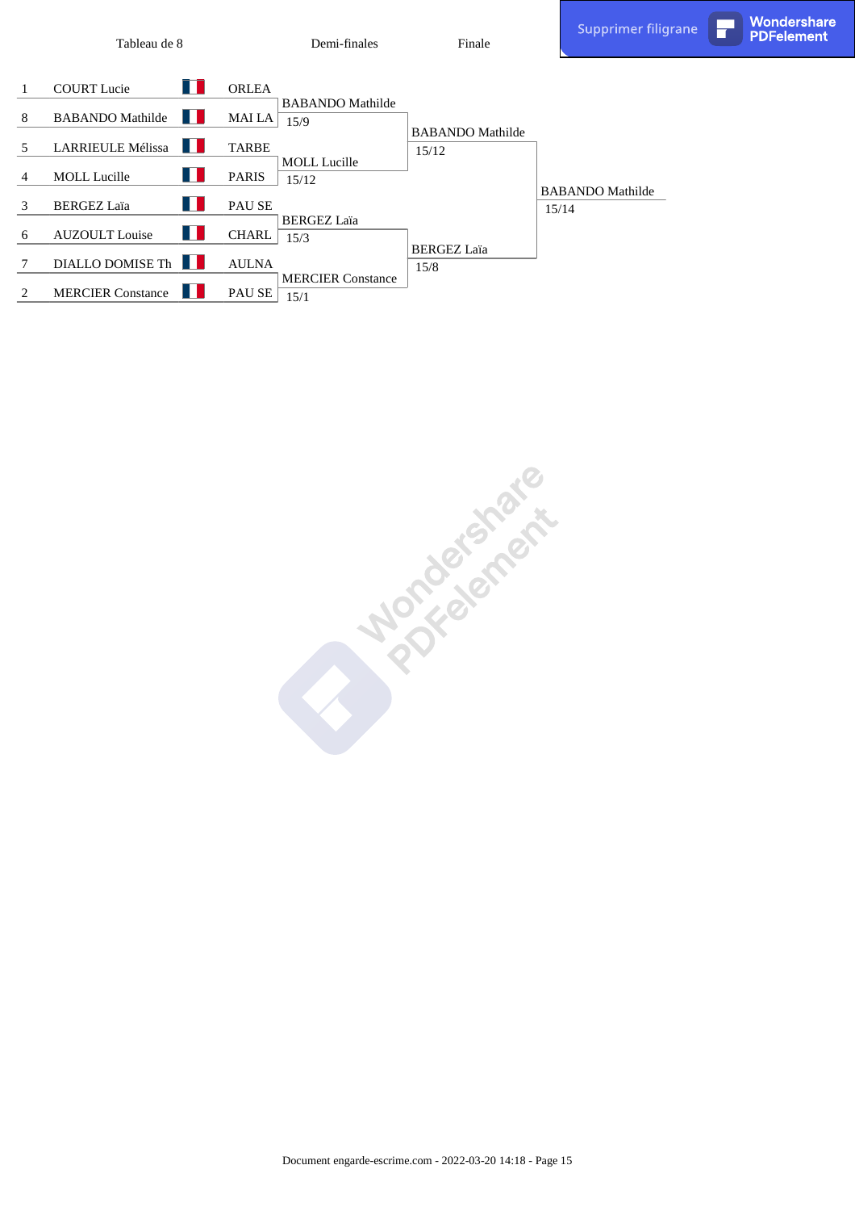| Tableau de 8 | | | Demi-finales | Finale | |
|---|---|---|---|---|---|
| 1 | COURT Lucie | ORLEA | | | |
| 8 | BABANDO Mathilde | MAI LA | BABANDO Mathilde 15/9 | | |
| 5 | LARRIEULE Mélissa | TARBE | | BABANDO Mathilde 15/12 | |
| 4 | MOLL Lucille | PARIS | MOLL Lucille 15/12 | | |
| 3 | BERGEZ Laïa | PAU SE | | | BABANDO Mathilde 15/14 |
| 6 | AUZOULT Louise | CHARL | BERGEZ Laïa 15/3 | | |
| 7 | DIALLO DOMISE Th | AULNA | | BERGEZ Laïa 15/8 | |
| 2 | MERCIER Constance | PAU SE | MERCIER Constance 15/1 | | |

Document engarde-escrime.com - 2022-03-20 14:18 - Page 15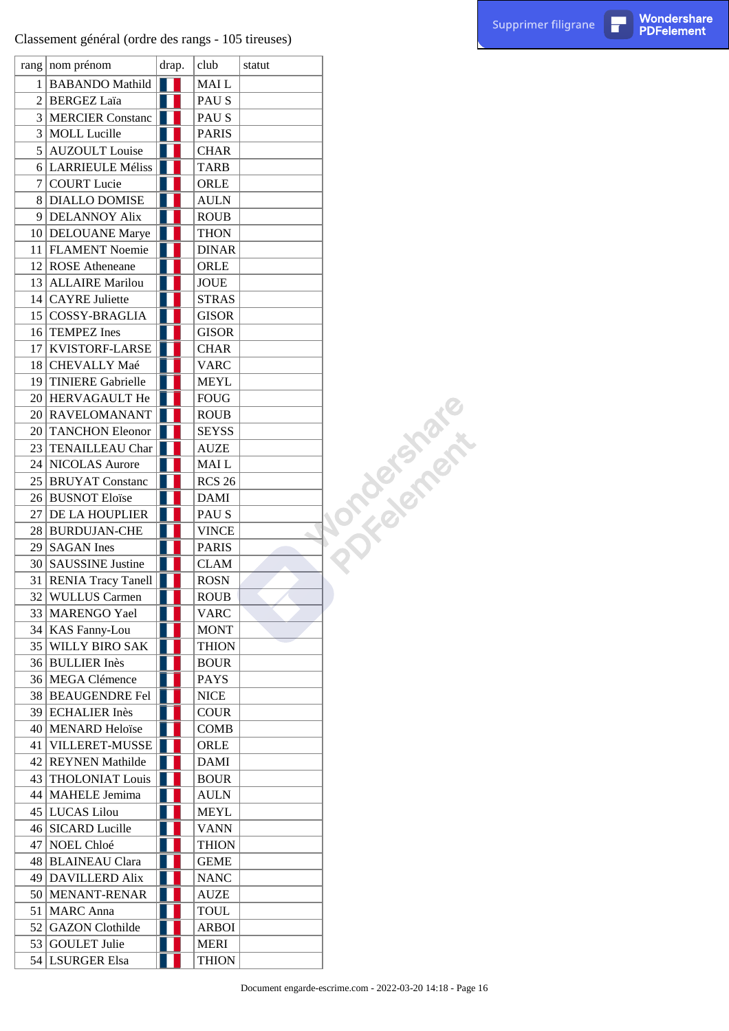Classement général (ordre des rangs - 105 tireuses)

| rang | nom prénom | drap. | club | statut |
|---|---|---|---|---|
| 1 | BABANDO Mathild | | MAI L | |
| 2 | BERGEZ Laïa | | PAU S | |
| 3 | MERCIER Constanc | | PAU S | |
| 3 | MOLL Lucille | | PARIS | |
| 5 | AUZOULT Louise | | CHAR | |
| 6 | LARRIEULE Méliss | | TARB | |
| 7 | COURT Lucie | | ORLE | |
| 8 | DIALLO DOMISE | | AULN | |
| 9 | DELANNOY Alix | | ROUB | |
| 10 | DELOUANE Marye | | THON | |
| 11 | FLAMENT Noemie | | DINAR | |
| 12 | ROSE Atheneane | | ORLE | |
| 13 | ALLAIRE Marilou | | JOUE | |
| 14 | CAYRE Juliette | | STRAS | |
| 15 | COSSY-BRAGLIA | | GISOR | |
| 16 | TEMPEZ Ines | | GISOR | |
| 17 | KVISTORF-LARSE | | CHAR | |
| 18 | CHEVALLY Maé | | VARC | |
| 19 | TINIERE Gabrielle | | MEYL | |
| 20 | HERVAGAULT He | | FOUG | |
| 20 | RAVELOMANANT | | ROUB | |
| 20 | TANCHON Eleonor | | SEYSS | |
| 23 | TENAILLEAU Char | | AUZE | |
| 24 | NICOLAS Aurore | | MAI L | |
| 25 | BRUYAT Constanc | | RCS 26 | |
| 26 | BUSNOT Eloïse | | DAMI | |
| 27 | DE LA HOUPLIER | | PAU S | |
| 28 | BURDUJAN-CHE | | VINCE | |
| 29 | SAGAN Ines | | PARIS | |
| 30 | SAUSSINE Justine | | CLAM | |
| 31 | RENIA Tracy Tanell | | ROSN | |
| 32 | WULLUS Carmen | | ROUB | |
| 33 | MARENGO Yael | | VARC | |
| 34 | KAS Fanny-Lou | | MONT | |
| 35 | WILLY BIRO SAK | | THION | |
| 36 | BULLIER Inès | | BOUR | |
| 36 | MEGA Clémence | | PAYS | |
| 38 | BEAUGENDRE Fel | | NICE | |
| 39 | ECHALIER Inès | | COUR | |
| 40 | MENARD Heloïse | | COMB | |
| 41 | VILLERET-MUSSE | | ORLE | |
| 42 | REYNEN Mathilde | | DAMI | |
| 43 | THOLONIAT Louis | | BOUR | |
| 44 | MAHELE Jemima | | AULN | |
| 45 | LUCAS Lilou | | MEYL | |
| 46 | SICARD Lucille | | VANN | |
| 47 | NOEL Chloé | | THION | |
| 48 | BLAINEAU Clara | | GEME | |
| 49 | DAVILLERD Alix | | NANC | |
| 50 | MENANT-RENAR | | AUZE | |
| 51 | MARC Anna | | TOUL | |
| 52 | GAZON Clothilde | | ARBOI | |
| 53 | GOULET Julie | | MERI | |
| 54 | LSURGER Elsa | | THION | |

Document engarde-escrime.com - 2022-03-20 14:18 - Page 16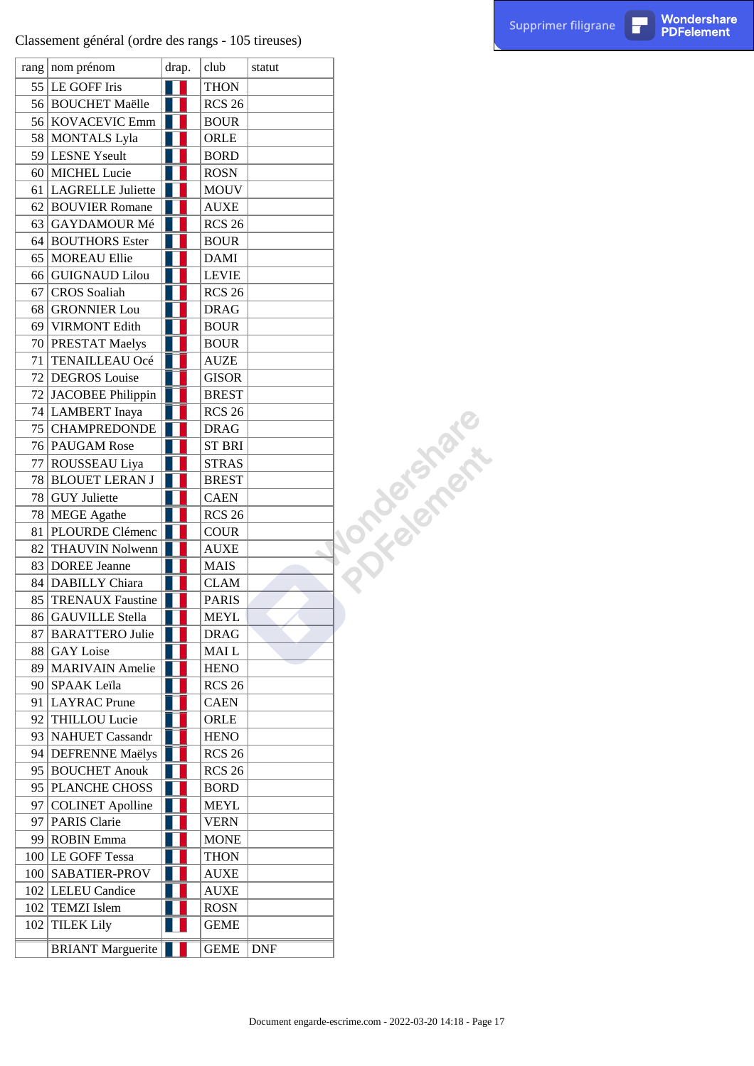Classement général (ordre des rangs - 105 tireuses)

| rang | nom prénom | drap. | club | statut |
|---|---|---|---|---|
| 55 | LE GOFF Iris | | THON | |
| 56 | BOUCHET Maëlle | | RCS 26 | |
| 56 | KOVACEVIC Emm | | BOUR | |
| 58 | MONTALS Lyla | | ORLE | |
| 59 | LESNE Yseult | | BORD | |
| 60 | MICHEL Lucie | | ROSN | |
| 61 | LAGRELLE Juliette | | MOUV | |
| 62 | BOUVIER Romane | | AUXE | |
| 63 | GAYDAMOUR Mé | | RCS 26 | |
| 64 | BOUTHORS Ester | | BOUR | |
| 65 | MOREAU Ellie | | DAMI | |
| 66 | GUIGNAUD Lilou | | LEVIE | |
| 67 | CROS Soaliah | | RCS 26 | |
| 68 | GRONNIER Lou | | DRAG | |
| 69 | VIRMONT Edith | | BOUR | |
| 70 | PRESTAT Maelys | | BOUR | |
| 71 | TENAILLEAU Océ | | AUZE | |
| 72 | DEGROS Louise | | GISOR | |
| 72 | JACOBEE Philippin | | BREST | |
| 74 | LAMBERT Inaya | | RCS 26 | |
| 75 | CHAMPREDONDE | | DRAG | |
| 76 | PAUGAM Rose | | ST BRI | |
| 77 | ROUSSEAU Liya | | STRAS | |
| 78 | BLOUET LERAN J | | BREST | |
| 78 | GUY Juliette | | CAEN | |
| 78 | MEGE Agathe | | RCS 26 | |
| 81 | PLOURDE Clémenc | | COUR | |
| 82 | THAUVIN Nolwenn | | AUXE | |
| 83 | DOREE Jeanne | | MAIS | |
| 84 | DABILLY Chiara | | CLAM | |
| 85 | TRENAUX Faustine | | PARIS | |
| 86 | GAUVILLE Stella | | MEYL | |
| 87 | BARATTERO Julie | | DRAG | |
| 88 | GAY Loise | | MAI L | |
| 89 | MARIVAIN Amelie | | HENO | |
| 90 | SPAAK Leïla | | RCS 26 | |
| 91 | LAYRAC Prune | | CAEN | |
| 92 | THILLOU Lucie | | ORLE | |
| 93 | NAHUET Cassandr | | HENO | |
| 94 | DEFRENNE Maëlys | | RCS 26 | |
| 95 | BOUCHET Anouk | | RCS 26 | |
| 95 | PLANCHE CHOSS | | BORD | |
| 97 | COLINET Apolline | | MEYL | |
| 97 | PARIS Clarie | | VERN | |
| 99 | ROBIN Emma | | MONE | |
| 100 | LE GOFF Tessa | | THON | |
| 100 | SABATIER-PROV | | AUXE | |
| 102 | LELEU Candice | | AUXE | |
| 102 | TEMZI Islem | | ROSN | |
| 102 | TILEK Lily | | GEME | |
| | BRIANT Marguerite | | GEME | DNF |

Document engarde-escrime.com - 2022-03-20 14:18 - Page 17